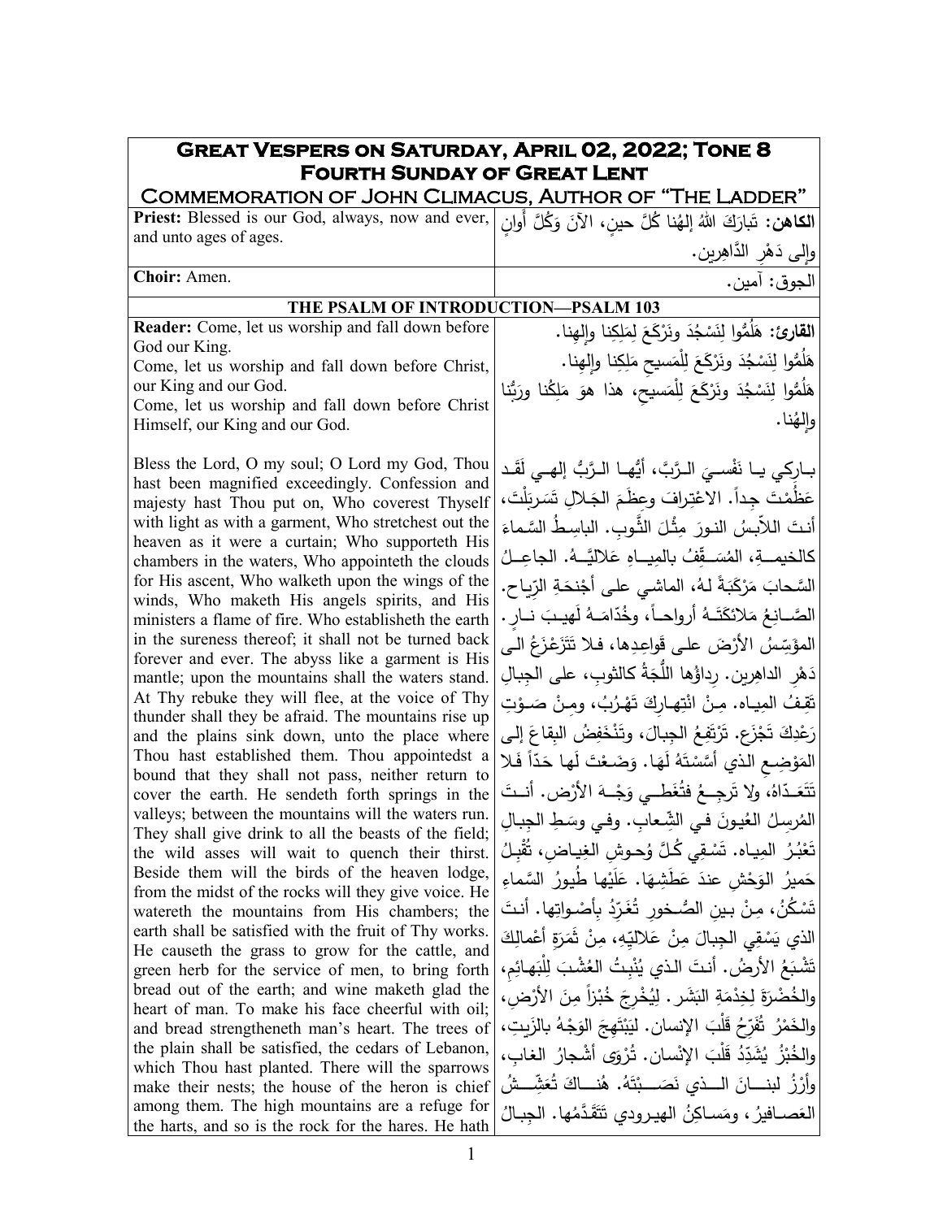# Great Vespers on Saturday, April 02, 2022; Tone 8
## Fourth Sunday of Great Lent
### Commemoration of John Climacus, Author of "The Ladder"

| English | Arabic |
|---|---|
| **Priest:** Blessed is our God, always, now and ever, and unto ages of ages. | **الكاهن:** تَبارَكَ اللهُ إلهُنا كُلَّ حينٍ، الآنَ وَكُلَّ أَوانٍ وإِلى دَهْرِ الدَّاهِرين. |
| **Choir:** Amen. | الجوق: آمين. |
| **THE PSALM OF INTRODUCTION—PSALM 103** | |
| **Reader:** Come, let us worship and fall down before God our King.<br>Come, let us worship and fall down before Christ, our King and our God.<br>Come, let us worship and fall down before Christ Himself, our King and our God.<br><br>Bless the Lord, O my soul; O Lord my God, Thou hast been magnified exceedingly. Confession and majesty hast Thou put on, Who coverest Thyself with light as with a garment, Who stretchest out the heaven as it were a curtain; Who supporteth His chambers in the waters, Who appointeth the clouds for His ascent, Who walketh upon the wings of the winds, Who maketh His angels spirits, and His ministers a flame of fire. Who establisheth the earth in the sureness thereof; it shall not be turned back forever and ever. The abyss like a garment is His mantle; upon the mountains shall the waters stand. At Thy rebuke they will flee, at the voice of Thy thunder shall they be afraid. The mountains rise up and the plains sink down, unto the place where Thou hast established them. Thou appointedst a bound that they shall not pass, neither return to cover the earth. He sendeth forth springs in the valleys; between the mountains will the waters run. They shall give drink to all the beasts of the field; the wild asses will wait to quench their thirst. Beside them will the birds of the heaven lodge, from the midst of the rocks will they give voice. He watereth the mountains from His chambers; the earth shall be satisfied with the fruit of Thy works. He causeth the grass to grow for the cattle, and green herb for the service of men, to bring forth bread out of the earth; and wine maketh glad the heart of man. To make his face cheerful with oil; and bread strengtheneth man's heart. The trees of the plain shall be satisfied, the cedars of Lebanon, which Thou hast planted. There will the sparrows make their nests; the house of the heron is chief among them. The high mountains are a refuge for the harts, and so is the rock for the hares. He hath | **القارئ:** هَلُمُّوا لِنَسْجُدَ ونَرْكَعَ لِمَلِكِنا وإلهِنا.<br>هَلُمُّوا لِنَسْجُدَ ونَرْكَعَ لِلْمَسيحِ مَلِكِنا وإلهِنا.<br>هَلُمُّوا لِنَسْجُدَ ونَرْكَعَ لِلْمَسيحِ، هذا هوَ مَلِكُنا ورَبُّنا وإلهُنا.<br><br>بـارِكي يـا نَفْسـيَ الـرَّبَّ، أيُّهـا الـرَّبُّ إلهـي لَقَـد عَظُمْتَ جِداً. الاعْتِرافَ وعِظَمَ الجَـلالِ تَسَربَلْتَ، أنـتَ اللاّبِسُ النـورَ مِثْلَ الثَّـوبِ. الباسِطُ السَّماءَ كالخيمـةِ، المُسَـقِّفُ بالمِيـاهِ عَلاليَّـهُ. الجاعِـلُ السَّحابَ مَرْكَبَةً لـهُ، الماشـي على أجْنحَةِ الرِّياح. الصَّـانِعُ مَلائكَتَـهُ أرواحـاً، وخُدّامَـهُ لَهيـبَ نـارٍ. المؤَسِّسُ الأرْضَ علـى قَواعِدِها، فـلا تَتَزَعْزَعُ الـى دَهْرِ الداهِرين. رِداؤُها اللُّجَةُ كالثوبِ، على الجِبالِ تَقِفُ المِيـاه. مِنْ انْتِهـارِكَ تَهْـرُبُ، ومِنْ صَـوْتِ رَعْدِكَ تَجْزَع. تَرْتَفِعُ الجِبالَ، وتَنْخَفِضُ البِقاعَ إلـى المَوْضِـعِ الذي أَسَّسْتَهُ لَهَا. وَضَـعْتَ لَها حَدّاً فَلا تَتَعَـدّاهُ، ولا تَرجِـعُ فتُغَطِّـي وَجْـهَ الأرْض. أنـتَ المُرسِلُ العُيونَ في الشِّعابِ. وفـي وسَطِ الجِبالِ تَعْبُرُ المِياه. تَسْـقِي كُـلَّ وُحـوشِ الغِيـاضِ، تُقْبِلُ حَميرُ الوَحْشِ عندَ عَطَشِهَا. عَلَيْها طُيورُ السَّماءِ تَسْكُنُ، مِنْ بـينِ الصُّـخورِ تُغَرِّدُ بِأَصْـواتِها. أنـتَ الذي يَسْقِي الجِبالَ مِنْ عَلاليِّهِ، مِنْ ثَمَرَةِ أعْمالِكَ تَشْبَعُ الأرضُ. أنـتَ الـذي يُنْبِتُ العُشْبَ لِلْبَهـائِمِ، والخُضْرَةَ لِخِدْمَةِ البَشَر. لِيُخْرِجَ خُبْزاً مِنَ الأرْضِ، والخَمْرُ تُفَرِّحُ قَلْبَ الإنسان. لِيَبْتَهِجَ الوَجْهُ بالزَيتِ، والخُبْزُ يُشَدِّدُ قَلْبَ الإنْسان. تُرْوَى أشْجارُ الغابِ، وأرْزُ لبنـانَ الـذي نَصَـبْتَهُ. هُنـاكَ تُعَشِّـشُ العَصـافيرُ، ومَساكِنُ الهيرودي تَتَقَدَّمُها. الجِبالُ |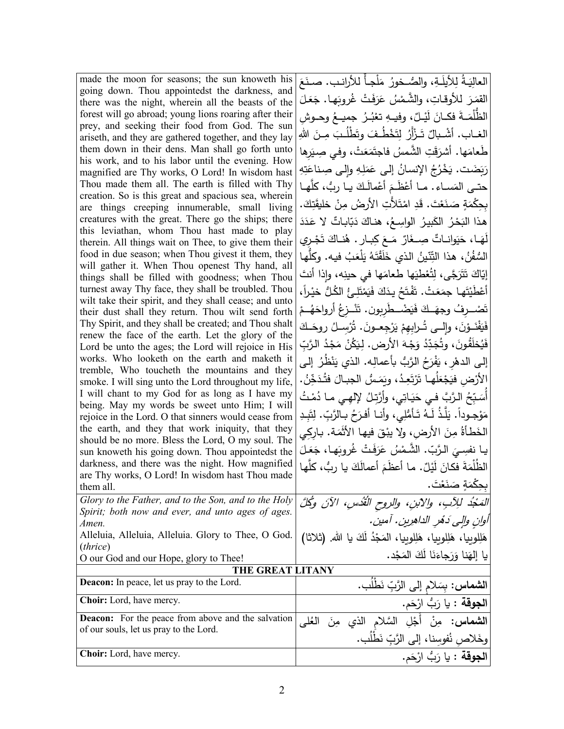| | |
|---|---|
| made the moon for seasons; the sun knoweth his going down. Thou appointedst the darkness, and there was the night, wherein all the beasts of the forest will go abroad; young lions roaring after their prey, and seeking their food from God. The sun ariseth, and they are gathered together, and they lay them down in their dens. Man shall go forth unto his work, and to his labor until the evening. How magnified are Thy works, O Lord! In wisdom hast Thou made them all. The earth is filled with Thy creation. So is this great and spacious sea, wherein are things creeping innumerable, small living creatures with the great. There go the ships; there this leviathan, whom Thou hast made to play therein. All things wait on Thee, to give them their food in due season; when Thou givest it them, they will gather it. When Thou openest Thy hand, all things shall be filled with goodness; when Thou turnest away Thy face, they shall be troubled. Thou wilt take their spirit, and they shall cease; and unto their dust shall they return. Thou wilt send forth Thy Spirit, and they shall be created; and Thou shalt renew the face of the earth. Let the glory of the Lord be unto the ages; the Lord will rejoice in His works. Who looketh on the earth and maketh it tremble, Who toucheth the mountains and they smoke. I will sing unto the Lord throughout my life, I will chant to my God for as long as I have my being. May my words be sweet unto Him; I will rejoice in the Lord. O that sinners would cease from the earth, and they that work iniquity, that they should be no more. Bless the Lord, O my soul. The sun knoweth his going down. Thou appointedst the darkness, and there was the night. How magnified are Thy works, O Lord! In wisdom hast Thou made them all. | العالِيَةُ لِلأيلَةِ، والصُّخورُ مَلْجأٌ للأرانب. صنَعَ القمَرَ للأوقاتِ، والشَّمْسُ عَرَفَتْ غُروبَها. جَعَلَ الظُّلْمَةَ فكانَ لَيلٌ، وفيهِ تعْبُرُ جميعُ وحوشِ الغاب. أشْبالٌ تَزْأَرُ لِتَخْطُفَ وتَطْلُبَ مِنَ اللهِ طَعامَها. أشرَقَتِ الشَّمسُ فاجتَمَعَتْ، وفي صِيَرِها رَبَضَت. يَخْرُجُ الإنسانُ إلى عَمَلِهِ وإلى صِناعَتِهِ حتى المَساء. ما أعْظَمَ أعْمالَكَ يا ربُّ، كلَّها بِحِكْمَةٍ صَنَعْتَ. قَدِ امْتَلأتِ الأرضُ مِنْ خليقَتِكَ. هذا البَحْرُ الكَبيرُ الواسِعُ، هناكَ دَبّاباتٌ لا عَدَدَ لَهَا، حَيَواناتٌ صِغَارٌ مَعَ كِبار. هُناكَ تَجْري السُّفُنُ، هذا التِّنّينُ الذي خَلَقْتَهُ يَلْعَبُ فيه. وكلُّها إيّاكَ تَتَرَجَّى، لِتُعْطِيَها طعامَها في حينِه، وإذا أنتَ أعْطَيْتَها جمَعَتْ. تَفْتَحُ يدَكَ فَيَمْتَلِئُ الكُلُّ خيْراً، تَصْرِفُ وجهَكَ فَيَضْطَرِبون. تَنْزِعُ أرواحَهُمْ فَيَفْنَوْنَ، وإلى تُرابِهِمْ يَرْجِعونَ. تُرْسِلُ روحَكَ فَيُخلَقُونَ، وتُجَدِّدُ وَجْهَ الأرض. لِيَكُنْ مَجْدُ الرَّبِّ إلى الدهْرِ، يَفْرَحُ الرَّبُّ بأعمالِه. الذي يَنْظُرُ إلى الأرضِ فيَجْعَلُها تَرْتَعِدُ، ويَمَسُّ الجبالَ فتُدَخِّنُ. أُسَبِّحُ الرَّبَّ في حَيَاتِي، وأرَتِّلُ لإلهِي ما دُمْتُ مَوْجوداً. يَلَذُّ لَهُ تَأمُّلِي، وأنا أفرحُ بالرَّبّ. لِتَبِدِ الخَطَأةُ مِنَ الأرضِ، ولا يبْقَ فيها الأثَمَة. بارِكِي يا نفسِيَ الرَّبّ. الشَّمْسُ عَرَفَتْ غُروبَها، جَعَلَ الظُّلْمَةَ فكانَ لَيْلٌ. ما أعظَمَ أعمالَكَ يا ربُّ، كلَّها بِحِكْمَةٍ صَنَعْتَ. |
| *Glory to the Father, and to the Son, and to the Holy Spirit; both now and ever, and unto ages of ages. Amen.* <br> Alleluia, Alleluia, Alleluia. Glory to Thee, O God. (*thrice*) <br> O our God and our Hope, glory to Thee! | *المَجْدُ لِلآبِ، والابْنِ، والروحِ القُدُسِ، الآنَ وكُلَّ أوانٍ وإلى دَهْرِ الداهِرين. آمين.* <br> هَلِلوييا، هَلِلوييا، هَلِلوييا، المَجْدُ لَكَ يا الله. (ثلاثا) <br> يا إلهَنا وَرَجاءَنَا لَكَ المَجْد. |

## THE GREAT LITANY

| | |
|---|---|
| **Deacon:** In peace, let us pray to the Lord. | **الشماس:** بِسَلامٍ إلى الرَّبِّ نَطْلُب. |
| **Choir:** Lord, have mercy. | **الجوقة :** يا رَبُّ ارْحَم. |
| **Deacon:** For the peace from above and the salvation of our souls, let us pray to the Lord. | **الشماس:** مِنْ أَجْلِ السَّلامِ الذي مِنَ العُلى وخَلاصِ نُفوسِنا، إلى الرَّبِّ نَطْلُب. |
| **Choir:** Lord, have mercy. | **الجوقة :** يا رَبُّ ارْحَم. |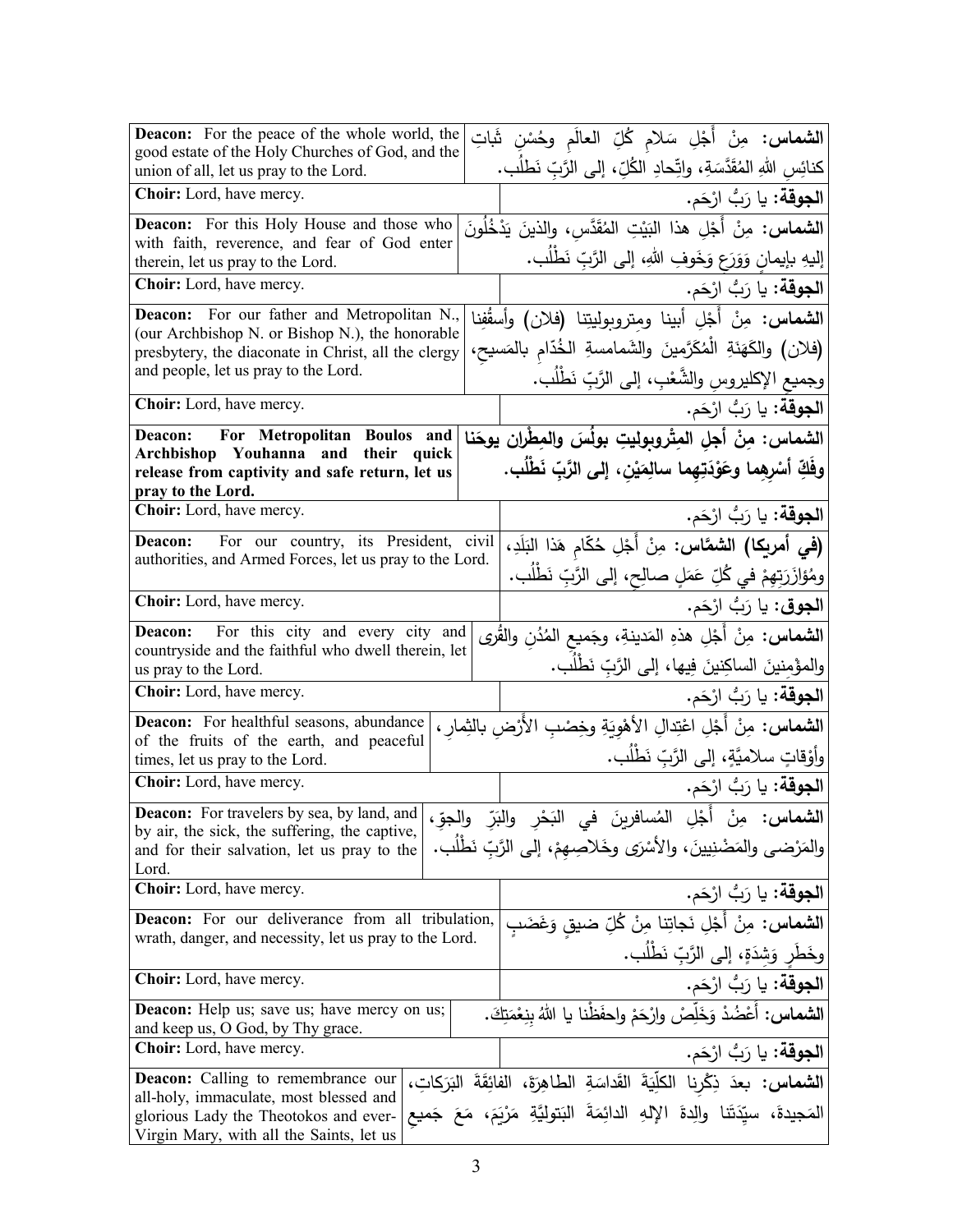| | |
|---|---|
| **Deacon:** For the peace of the whole world, the good estate of the Holy Churches of God, and the union of all, let us pray to the Lord. | **الشماس:** مِنْ أَجْلِ سَلامِ كُلِّ العالَمِ وحُسْنِ ثَباتِ كنائِسِ اللهِ المُقَدَّسَةِ، واتِّحادِ الكُلِّ، إلى الرَّبِّ نَطْلُب. |
| **Choir:** Lord, have mercy. | **الجوقة:** يا رَبُّ ارْحَم. |
| **Deacon:** For this Holy House and those who with faith, reverence, and fear of God enter therein, let us pray to the Lord. | **الشماس:** مِنْ أَجْلِ هذا البَيْتِ المُقَدَّسِ، والذينَ يَدْخُلُونَ إليهِ بإيمانٍ وَوَرَعٍ وَخَوفِ اللهِ، إلى الرَّبِّ نَطْلُب. |
| **Choir:** Lord, have mercy. | **الجوقة:** يا رَبُّ ارْحَم. |
| **Deacon:** For our father and Metropolitan N., (our Archbishop N. or Bishop N.), the honorable presbytery, the diaconate in Christ, all the clergy and people, let us pray to the Lord. | **الشماس:** مِنْ أَجْلِ أبينا ومِتروبوليتِنا (فلان) وأَسقُفِنا (فلان) والكَهَنَةِ المُكَرَّمينَ والشَمامسةِ الخُدّامِ بالمَسيحِ، وجميعِ الإكليروسِ والشَّعْبِ، إلى الرَّبِّ نَطْلُب. |
| **Choir:** Lord, have mercy. | **الجوقة:** يا رَبُّ ارْحَم. |
| **Deacon: For Metropolitan Boulos and Archbishop Youhanna and their quick release from captivity and safe return, let us pray to the Lord.** | **الشماس: مِنْ أجلِ المِتْروبوليتِ بولُسَ والمطْران يوحَنا وفَكِّ أسْرِهِما وعَوْدَتِهِما سالِمَيْنِ، إلى الرَّبِّ نَطْلُب.** |
| **Choir:** Lord, have mercy. | **الجوقة:** يا رَبُّ ارْحَم. |
| **Deacon:** For our country, its President, civil authorities, and Armed Forces, let us pray to the Lord. | **(في أمريكا) الشمَّاس:** مِنْ أَجْلِ حُكّامِ هَذا البَلَدِ، ومُؤازَرَتِهِمْ في كُلِّ عَمَلٍ صالِحٍ، إلى الرَّبِّ نَطْلُب. |
| **Choir:** Lord, have mercy. | **الجوق:** يا رَبُّ ارْحَم. |
| **Deacon:** For this city and every city and countryside and the faithful who dwell therein, let us pray to the Lord. | **الشماس:** مِنْ أَجْلِ هذهِ المَدينةِ، وجَميعِ المُدُنِ والقُرى والمؤْمِنينَ الساكِنينَ فِيها، إلى الرَّبِّ نَطْلُب. |
| **Choir:** Lord, have mercy. | **الجوقة:** يا رَبُّ ارْحَم. |
| **Deacon:** For healthful seasons, abundance of the fruits of the earth, and peaceful times, let us pray to the Lord. | **الشماس:** مِنْ أَجْلِ اعْتِدالِ الأَهْوِيَةِ وخِصْبِ الأَرْضِ بالثِمارِ، وأَوْقاتٍ سلامِيَّةٍ، إلى الرَّبِّ نَطْلُب. |
| **Choir:** Lord, have mercy. | **الجوقة:** يا رَبُّ ارْحَم. |
| **Deacon:** For travelers by sea, by land, and by air, the sick, the suffering, the captive, and for their salvation, let us pray to the Lord. | **الشماس:** مِنْ أَجْلِ المُسافرينَ في البَحْرِ والبَرِّ والجوِّ، والمَرْضى والمَضْنِيينَ، والأَسْرَى وخَلاصِهِمْ، إلى الرَّبِّ نَطْلُب. |
| **Choir:** Lord, have mercy. | **الجوقة:** يا رَبُّ ارْحَم. |
| **Deacon:** For our deliverance from all tribulation, wrath, danger, and necessity, let us pray to the Lord. | **الشماس:** مِنْ أَجْلِ نَجاتِنا مِنْ كُلِّ ضيقٍ وَغَضَبٍ وخَطَرٍ وَشِدَةٍ، إلى الرَّبِّ نَطْلُب. |
| **Choir:** Lord, have mercy. | **الجوقة:** يا رَبُّ ارْحَم. |
| **Deacon:** Help us; save us; have mercy on us; and keep us, O God, by Thy grace. | **الشماس:** أَعْضُدْ وَخَلِّصْ وارْحَمْ واحفَظْنا يا اللهُ بِنِعْمَتِكَ. |
| **Choir:** Lord, have mercy. | **الجوقة:** يا رَبُّ ارْحَم. |
| **Deacon:** Calling to remembrance our all-holy, immaculate, most blessed and glorious Lady the Theotokos and ever-Virgin Mary, with all the Saints, let us | **الشماس:** بعدَ ذِكْرِنا الكلِّيَةَ القَداسَةِ الطاهِرَةَ، الفائِقَةَ البَرَكاتِ، المَجيدةَ، سيِّدَتَنا والِدةَ الإلهِ الدائِمَةَ البَتوليَّةِ مَرْيَمَ، مَعَ جَميعِ |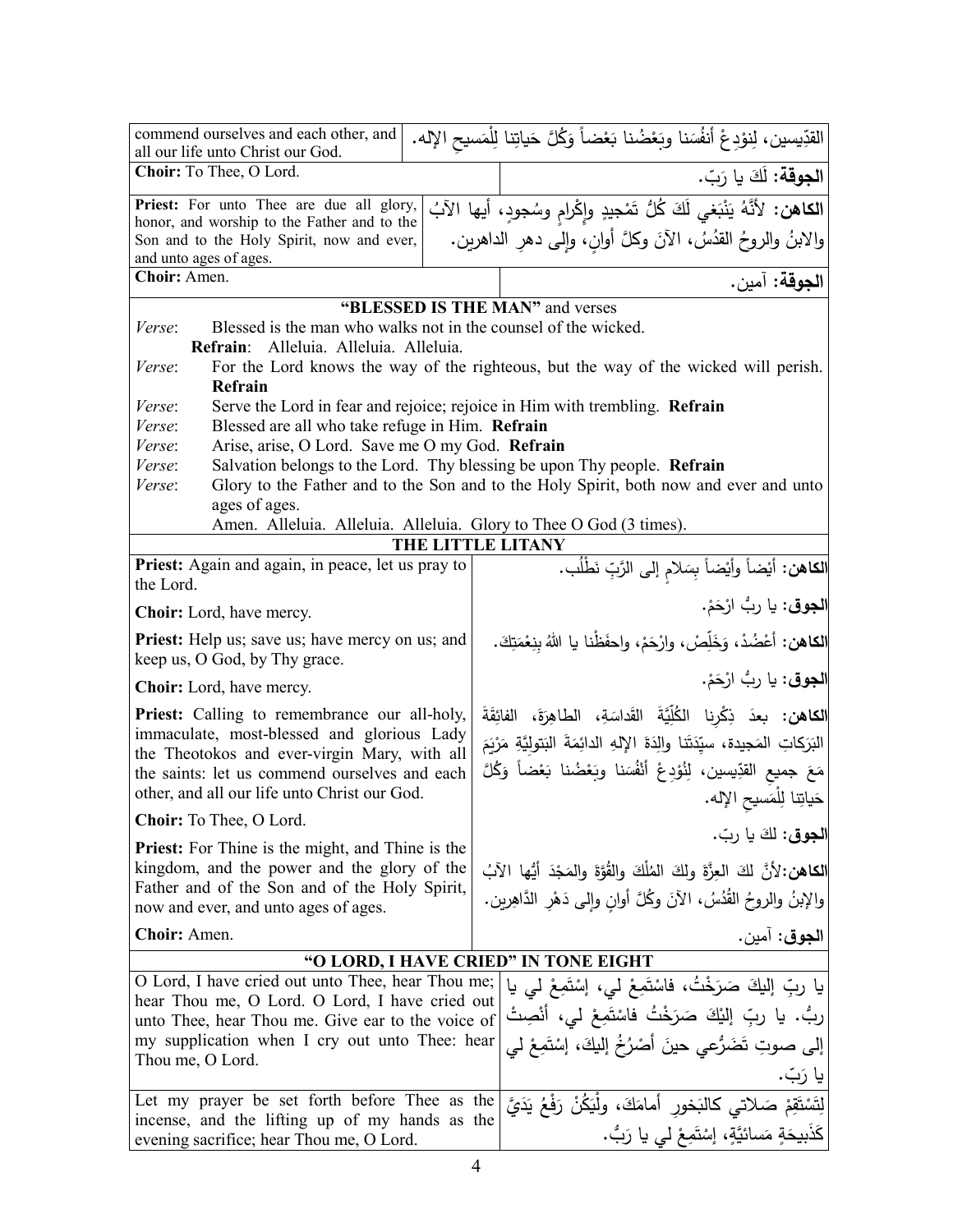| | |
|---|---|
| commend ourselves and each other, and all our life unto Christ our God. | القدّيسين، لِنوْدِعْ أنفُسَنا وبَعْضُنا بَعْضاً وَكُلَّ حَياتِنا لِلْمَسيحِ الإله. |
| **Choir:** To Thee, O Lord. | **الجوقة:** لَكَ يا رَبّ. |
| **Priest:** For unto Thee are due all glory, honor, and worship to the Father and to the Son and to the Holy Spirit, now and ever, and unto ages of ages. | **الكاهن:** لأنَّهُ يَنْبَغي لَكَ كُلُّ تَمْجيدٍ وإِكْرامٍ وسُجودٍ، أيها الآبُ والابنُ والروحُ القدُسُ، الآنَ وكلَّ أوانٍ، وإلى دهرِ الداهرين. |
| **Choir:** Amen. | **الجوقة:** آمين. |

**"BLESSED IS THE MAN"** and verses

*Verse*: Blessed is the man who walks not in the counsel of the wicked.
  **Refrain**: Alleluia. Alleluia. Alleluia.
*Verse*: For the Lord knows the way of the righteous, but the way of the wicked will perish. **Refrain**
*Verse*: Serve the Lord in fear and rejoice; rejoice in Him with trembling. **Refrain**
*Verse*: Blessed are all who take refuge in Him. **Refrain**
*Verse*: Arise, arise, O Lord. Save me O my God. **Refrain**
*Verse*: Salvation belongs to the Lord. Thy blessing be upon Thy people. **Refrain**
*Verse*: Glory to the Father and to the Son and to the Holy Spirit, both now and ever and unto ages of ages.
  Amen. Alleluia. Alleluia. Alleluia. Glory to Thee O God (3 times).

**THE LITTLE LITANY**

| | |
|---|---|
| **Priest:** Again and again, in peace, let us pray to the Lord. | **الكاهن:** أيْضاً وأيْضاً بِسَلامٍ إلى الرَّبِّ نَطْلُب. |
| **Choir:** Lord, have mercy. | **الجوق:** يا ربُّ ارْحَمْ. |
| **Priest:** Help us; save us; have mercy on us; and keep us, O God, by Thy grace. | **الكاهن:** أعْضُدْ، وَخَلِّصْ، وارْحَمْ، واحفَظْنا يا اللهُ بِنِعْمَتِكَ. |
| **Choir:** Lord, have mercy. | **الجوق:** يا ربُّ ارْحَمْ. |
| **Priest:** Calling to remembrance our all-holy, immaculate, most-blessed and glorious Lady the Theotokos and ever-virgin Mary, with all the saints: let us commend ourselves and each other, and all our life unto Christ our God. | **الكاهن:** بعدَ ذِكْرِنا الكُلِّيَّةَ القَداسَةِ، الطاهِرَةَ، الفائِقَةَ البَرَكاتِ المَجيدة، سيِّدَتَنا والِدَةَ الإلهِ الدائِمَةَ البَتوليَّةِ مَرْيَمَ مَعَ جميعِ القدّيسين، لِنُوْدِعْ أنفُسَنا وبَعْضُنا بَعْضاً وَكُلَّ حَياتِنا لِلْمَسيحِ الإله. |
| **Choir:** To Thee, O Lord. | **الجوق:** لكَ يا ربّ. |
| **Priest:** For Thine is the might, and Thine is the kingdom, and the power and the glory of the Father and of the Son and of the Holy Spirit, now and ever, and unto ages of ages. | **الكاهن:** لأنَّ لكَ العِزَّةَ ولكَ المُلْكَ والقُوَّةَ والمَجْدَ أيُّها الآبُ والإبنُ والروحُ القُدُسُ، الآنَ وكُلَّ أوانٍ وإلى دَهْرِ الدَّاهِرين. |
| **Choir:** Amen. | **الجوق:** آمين. |

**"O LORD, I HAVE CRIED" IN TONE EIGHT**

| | |
|---|---|
| O Lord, I have cried out unto Thee, hear Thou me; hear Thou me, O Lord. O Lord, I have cried out unto Thee, hear Thou me. Give ear to the voice of my supplication when I cry out unto Thee: hear Thou me, O Lord. | يا ربِّ إليكَ صَرَخْتُ، فاسْتَمِعْ لي، إسْتَمِعْ لي يا ربُّ. يا ربِّ إليْكَ صَرَخْتُ فاسْتَمِعْ لي، أنْصِتْ إلى صوتِ تَضَرُّعي حينَ أصْرُخُ إليكَ، إسْتَمِعْ لي يا رَبّ. |
| Let my prayer be set forth before Thee as the incense, and the lifting up of my hands as the evening sacrifice; hear Thou me, O Lord. | لِتَسْتَقِمْ صَلاتي كالبَخورِ أمامَكَ، ولْيَكُنْ رَفْعُ يَدَيَّ كَذَبيحَةٍ مَسائيَّةٍ، إسْتَمِعْ لي يا رَبُّ. |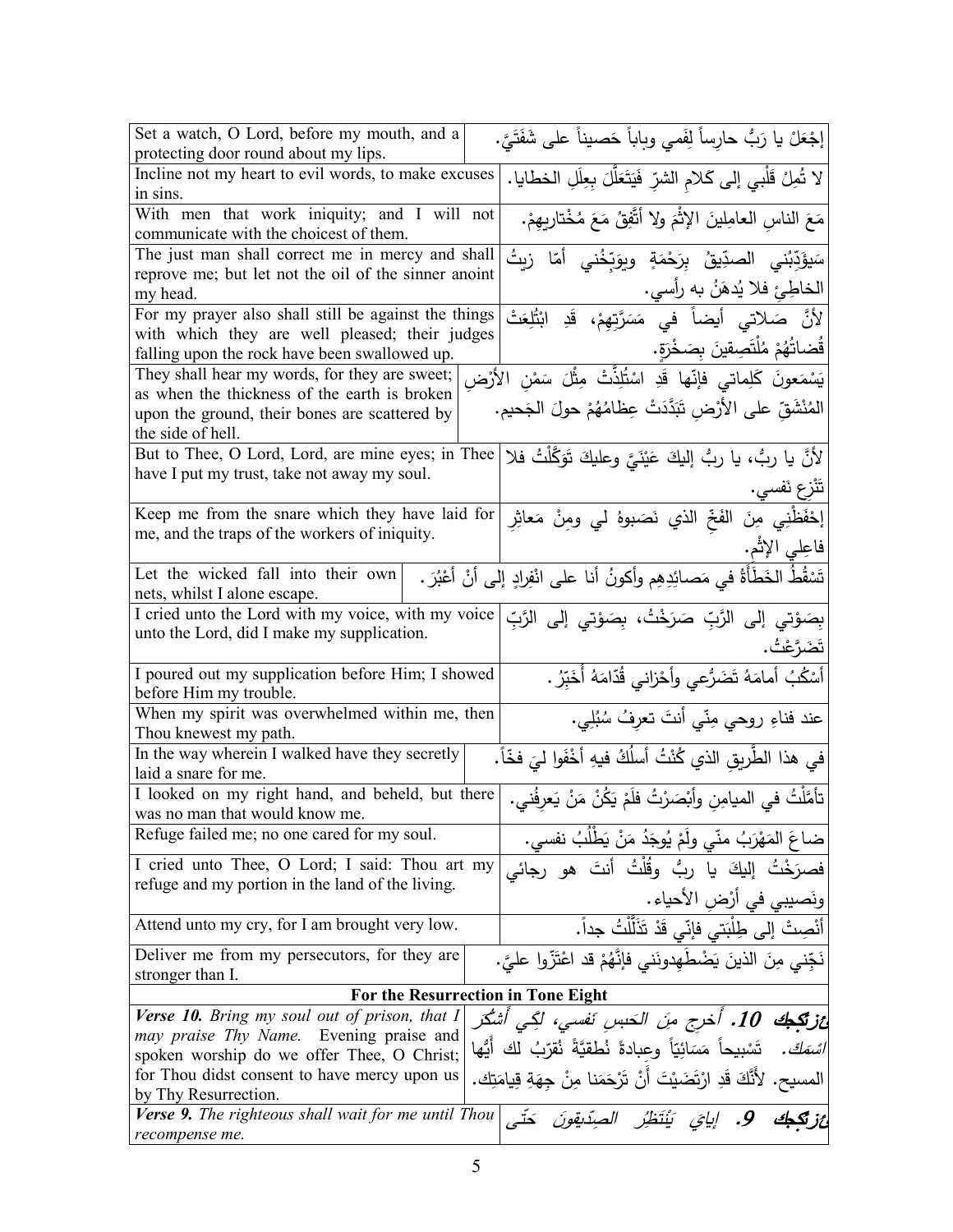| | |
|---|---|
| Set a watch, O Lord, before my mouth, and a protecting door round about my lips. | إجْعَلْ يا رَبُّ حارِساً لِفَمي وباباً حَصيناً على شَفَتَيَّ. |
| Incline not my heart to evil words, to make excuses in sins. | لا تُمِلْ قَلْبي إلى كَلامِ الشرّ فَيَتَعَلَّلَ بِعِلَلِ الخطايا. |
| With men that work iniquity; and I will not communicate with the choicest of them. | مَعَ الناسِ العامِلينَ الإثْمَ ولا أتَّفِقُ مَعَ مُخْتاريهِمْ. |
| The just man shall correct me in mercy and shall reprove me; but let not the oil of the sinner anoint my head. | سَيؤَدِّبُني الصدِّيقُ بِرَحْمَةٍ ويوَبِّخُني أمّا زيتُ الخاطِئِ فلا يُدهَنُ به رأسي. |
| For my prayer also shall still be against the things with which they are well pleased; their judges falling upon the rock have been swallowed up. | لأنَّ صَلاتي أيضاً في مَسَرَّتِهِمْ، قَدِ ابْتُلِعَتْ قُضاتُهُمْ مُلْتَصِقينَ بِصَخْرَةٍ. |
| They shall hear my words, for they are sweet; as when the thickness of the earth is broken upon the ground, their bones are scattered by the side of hell. | يَسْمَعونَ كَلِماتي فإنّها قَدِ اسْتُلِذَّتْ مِثْلَ سَمْنِ الأرْضِ المُنْشَقِّ على الأرْضِ تَبَدَّدَتْ عِظامُهُمْ حولَ الجَحيم. |
| But to Thee, O Lord, Lord, are mine eyes; in Thee have I put my trust, take not away my soul. | لأنَّ يا ربُّ، يا ربُّ إليكَ عَيْنَيَّ وعليكَ تَوَكَّلْتُ فلا تَنْزِعِ نفسي. |
| Keep me from the snare which they have laid for me, and the traps of the workers of iniquity. | إحْفَظْني مِنَ الفَخِّ الذي نَصَبوهُ لي ومِنْ مَعاثِرِ فاعِلي الإثْم. |
| Let the wicked fall into their own nets, whilst I alone escape. | تَسْقُطُ الخَطَأةُ في مَصائِدِهِم وأكونُ أنا على انْفِرادٍ إلى أنْ أعْبُرَ. |
| I cried unto the Lord with my voice, with my voice unto the Lord, did I make my supplication. | بِصَوْتي إلى الرَّبِّ صَرَخْتُ، بِصَوْتي إلى الرَّبِّ تَضَرَّعْتُ. |
| I poured out my supplication before Him; I showed before Him my trouble. | أسْكُبُ أمامَهُ تَضَرُّعي وأحْزاني قُدّامَهُ أُخَبِّرُ. |
| When my spirit was overwhelmed within me, then Thou knewest my path. | عند فناءِ روحي مِنّي أنتَ تعرِفُ سُبُلِي. |
| In the way wherein I walked have they secretly laid a snare for me. | في هذا الطَّريقِ الذي كُنْتُ أسلُكُ فيهِ أخْفَوا ليَ فخّاً. |
| I looked on my right hand, and beheld, but there was no man that would know me. | تأمَّلْتُ في الميامِنِ وأبْصَرْتُ فلَمْ يَكُنْ مَنْ يَعرِفُني. |
| Refuge failed me; no one cared for my soul. | ضاعَ المَهْرَبُ منّي ولَمْ يُوجَدُ مَنْ يَطْلُبُ نفسي. |
| I cried unto Thee, O Lord; I said: Thou art my refuge and my portion in the land of the living. | فصرَخْتُ إليكَ يا ربُّ وقُلْتُ أنتَ هو رجائي ونَصيبي في أرْضِ الأحياء. |
| Attend unto my cry, for I am brought very low. | أنْصِتْ إلى طِلْبَتي فإنّي قَدْ تَذَلَّلْتُ جداً. |
| Deliver me from my persecutors, for they are stronger than I. | نَجِّني مِنَ الذينَ يَضْطَهِدونَني فإنَّهُمْ قد اعْتَزّوا عليَّ. |
| **For the Resurrection in Tone Eight** | |
| ***Verse 10.*** *Bring my soul out of prison, that I may praise Thy Name.* Evening praise and spoken worship do we offer Thee, O Christ; for Thou didst consent to have mercy upon us by Thy Resurrection. | ***عْزتكِجك 10.*** *أخرج مِنَ الحَبسِ نفسي، لِكَي أشكُرَ اسْمَكَ.* تَسْبيحاً مَسَائِيّاً وعِبادةً نُطقيَّةً نُقرّبُ لك أيُّها المسيح. لأنَّكَ قَدِ ارْتَضَيْتَ أَنْ تَرْحَمَنا مِنْ جِهَةِ قِيامَتِك. |
| ***Verse 9.*** *The righteous shall wait for me until Thou recompense me.* | ***عْزتكِجك 9.*** *إيايَ يَنْتَظِرُ الصدّيقونَ حَتّى* |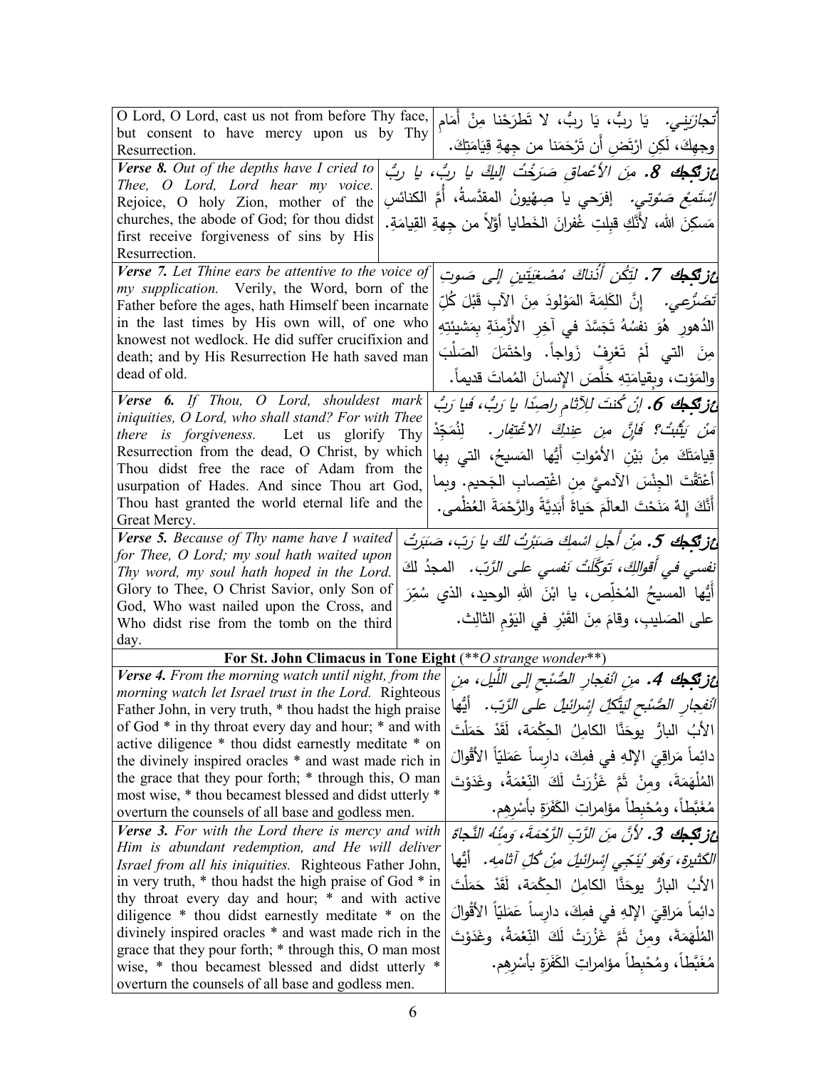| English | Arabic |
|---|---|
| O Lord, O Lord, cast us not from before Thy face, but consent to have mercy upon us by Thy Resurrection. | *تجازَني.* يَا ربُّ، يَا ربُّ، لا تَطرَحْنا مِنْ أَمَامِ وجهِكَ، لَكِنِ ارْتَضِ أَن تَرْحَمَنا من جِهةِ قِيَامَتِكَ. |
| ***Verse 8.*** *Out of the depths have I cried to Thee, O Lord, Lord hear my voice.* Rejoice, O holy Zion, mother of the churches, the abode of God; for thou didst first receive forgiveness of sins by His Resurrection. | ***عزتكِك 8.*** *مِنَ الأَعْماقِ صَرَخْتُ إِليكَ يا ربُّ، يا ربُّ إِسْتَمِعْ صَوْتي.* إفرَحي يا صِهْيونُ المقدَّسةُ، أُمَّ الكنائسِ مَسكنَ الله، لأَنَّكِ قبِلتِ غُفرانَ الخَطايا أوّلاً من جِهةِ القِيامَةِ. |
| ***Verse 7.*** *Let Thine ears be attentive to the voice of my supplication.* Verily, the Word, born of the Father before the ages, hath Himself been incarnate in the last times by His own will, of one who knowest not wedlock. He did suffer crucifixion and death; and by His Resurrection He hath saved man dead of old. | ***عزتكِك 7.*** *لِتَكُن أُذُناكَ مُصْغِيَتَينِ إِلى صَوتِ تَضَرُّعِي.* إِنَّ الكَلِمَةَ المَوْلودَ مِنَ الآبِ قَبْلَ كُلِّ الدُهورِ هُوَ نفسُهُ تَجَسَّدَ في آخِرِ الأَزْمِنَةِ بِمَشيئَتِهِ مِنَ التي لَمْ تَعْرِفْ زَواجاً. واحْتَمَلَ الصَلْبَ والمَوْت، وبِقيامَتِهِ خَلَّصَ الإنسانَ المُماتَ قديماً. |
| ***Verse 6.*** *If Thou, O Lord, shouldest mark iniquities, O Lord, who shall stand? For with Thee there is forgiveness.* Let us glorify Thy Resurrection from the dead, O Christ, by which Thou didst free the race of Adam from the usurpation of Hades. And since Thou art God, Thou hast granted the world eternal life and the Great Mercy. | ***عزتكِك 6.*** *إِنْ كُنتَ لِلآثامِ راصِدًا يا رَبُّ، فَيا رَبُّ مَنْ يَثْبُتُ؟ فَإِنَّ مِن عِندِكَ الاغْتِفار.* لِنُمَجِّدْ قِيامَتَكَ مِنْ بَيْنِ الأمْواتِ أَيُّها المَسيحُ، التي بها أَعْتَقْتَ الجِنْسَ الآدميَّ مِن اغْتِصابِ الجَحيم. وبما أَنَّكَ إِلهٌ مَنَحْتَ العالَمَ حَياةً أَبَدِيَّةً والرَّحْمَةَ العُظْمى. |
| ***Verse 5.*** *Because of Thy name have I waited for Thee, O Lord; my soul hath waited upon Thy word, my soul hath hoped in the Lord.* Glory to Thee, O Christ Savior, only Son of God, Who wast nailed upon the Cross, and Who didst rise from the tomb on the third day. | ***عزتكِك 5.*** *مِنْ أَجلِ اسْمِكَ صَبَرْتُ لكَ يا رَبّ، صَبَرَتْ نفسي في أَقوالِكَ، تَوَكَّلَتْ نَفسي على الرَّبّ.* المجدُ لكَ أَيُّها المسيحُ المُخلِّص، يا ابْنَ اللهِ الوحيد، الذي سُمِّرَ على الصَليبِ، وقامَ مِنَ القَبْرِ في اليَوْمِ الثالِث. |
| **For St. John Climacus in Tone Eight** (***O strange wonder***) | |
| ***Verse 4.*** *From the morning watch until night, from the morning watch let Israel trust in the Lord.* Righteous Father John, in very truth, * thou hadst the high praise of God * in thy throat every day and hour; * and with active diligence * thou didst earnestly meditate * on the divinely inspired oracles * and wast made rich in the grace that they pour forth; * through this, O man most wise, * thou becamest blessed and didst utterly * overturn the counsels of all base and godless men. | ***عزتكِك 4.*** *مِن انْفِجارِ الصُّبْحِ إِلى اللَّيل، مِن انْفِجارِ الصُّبْحِ لِيَتَّكِلْ إِسْرائيلُ على الرَّبّ.* أَيُّها الأَبُ البارُّ يوحَنَّا الكامِلُ الحِكْمَة، لَقَدْ حَمَلْتَ دائِماً مَراقِيَ الإلهِ في فمِكَ، دارِساً عَمَلِيّاً الأَقْوالَ المُلْهَمَةَ، ومِنْ ثَمَّ غَزُرَتْ لَكَ النِّعْمَةُ، وغَدَوْتَ مُغَبَّطاً، ومُحْبِطاً مؤامراتِ الكَفَرَةِ بأَسْرِهِم. |
| ***Verse 3.*** *For with the Lord there is mercy and with Him is abundant redemption, and He will deliver Israel from all his iniquities.* Righteous Father John, in very truth, * thou hadst the high praise of God * in thy throat every day and hour; * and with active diligence * thou didst earnestly meditate * on the divinely inspired oracles * and wast made rich in the grace that they pour forth; * through this, O man most wise, * thou becamest blessed and didst utterly * overturn the counsels of all base and godless men. | ***عزتكِك 3.*** *لأَنَّ مِنَ الرَّبِ الرَّحْمَةَ، وَمِنْهُ النَّجاةَ الكَثيرة، وَهُوَ يُنَجّي إِسْرائيلَ مِنْ كُلِّ آثامِه.* أَيُّها الأَبُ البارُّ يوحَنَّا الكامِلُ الحِكْمَة، لَقَدْ حَمَلْتَ دائِماً مَراقِيَ الإلهِ في فمِكَ، دارِساً عَمَلِيّاً الأَقْوالَ المُلْهَمَةَ، ومِنْ ثَمَّ غَزُرَتْ لَكَ النِّعْمَةُ، وغَدَوْتَ مُغَبَّطاً، ومُحْبِطاً مؤامراتِ الكَفَرَةِ بأَسْرِهِم. |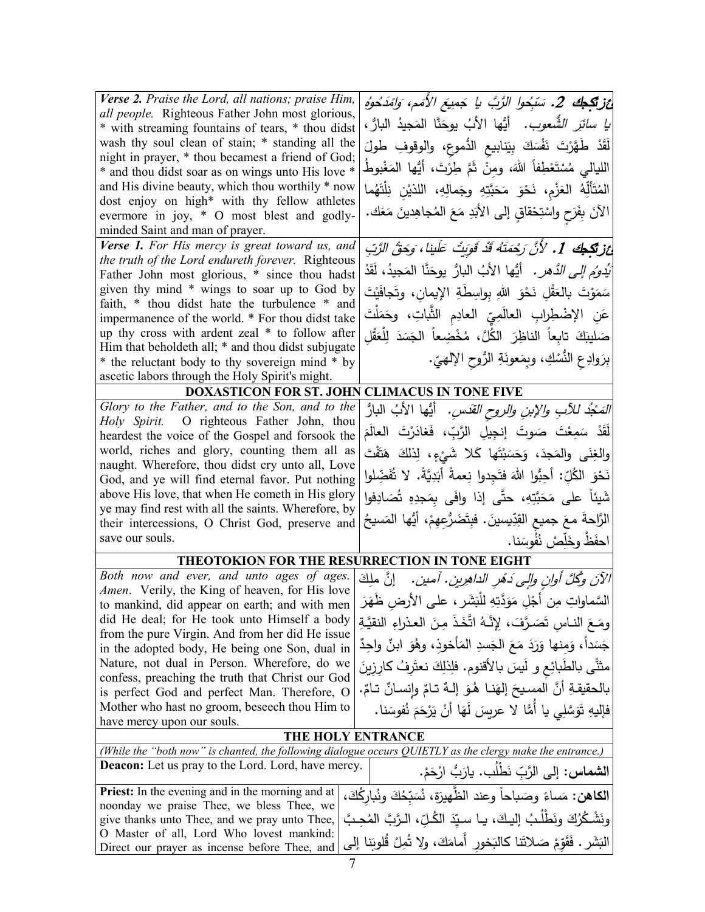| | |
|---|---|
| ***Verse 2.*** *Praise the Lord, all nations; praise Him, all people.* Righteous Father John most glorious, * with streaming fountains of tears, * thou didst wash thy soul clean of stain; * standing all the night in prayer, * thou becamest a friend of God; * and thou didst soar as on wings unto His love * and His divine beauty, which thou worthily * now dost enjoy on high* with thy fellow athletes evermore in joy, * O most blest and godly-minded Saint and man of prayer. | ***ع: تكجك 2.*** *سَبِّحُوا الرَّبَّ يا جَمِيعَ الأُمَمِ، وَامْدَحُوهُ يا سائِرَ الشُّعوب.* أيُّها الأبُ يوحَنَّا المَجيدُ البارُّ، لَقَدْ طَهَّرْتَ نَفْسَكَ بِيَنابيعِ الدُّموعِ، والوقوفِ طولَ الليالي مُسْتَعْطِفاً اللهَ، ومِنْ ثَمَّ طِرْتَ، أيُّها المَغْبوطُ المُتَأَلِّهُ العَزْمِ، نَحْوَ مَحَبَّتِهِ وجَمالِهِ، اللذيْنِ نِلْتَهُما الآنَ بِفَرَحٍ واسْتِحْقاقٍ إلى الأبَدِ مَعَ المُجاهِدِينَ مَعَك. |
| ***Verse 1.*** *For His mercy is great toward us, and the truth of the Lord endureth forever.* Righteous Father John most glorious, * since thou hadst given thy mind * wings to soar up to God by faith, * thou didst hate the turbulence * and impermanence of the world. * For thou didst take up thy cross with ardent zeal * to follow after Him that beholdeth all; * and thou didst subjugate * the reluctant body to thy sovereign mind * by ascetic labors through the Holy Spirit's might. | ***ع: تكجك 1.*** *لأَنَّ رَحْمَتَهُ قَدْ قَوِيَتْ عَلَينا، وَحَقُّ الرَّبِّ يَدُومُ إِلى الدَّهر.* أيُّها الأبُ البارُّ يوحَنَّا المَجيدُ، لَقَدْ سَمَوْتَ بالعَقْلِ نَحْوَ اللهِ بواسِطَةِ الإيمانِ، وتَجافَيْتَ عَنِ الإضْطِرابِ العالَمِيِّ العادِمِ الثَّباتِ، وحَمَلْتَ صَليبَكَ تابِعاً الناظِرَ الكُلَّ، مُخْضِعاً الجَسَدَ لِلْعَقْلِ بِرَوادِعِ النُّسْكِ، وبِمَعونَةِ الرُّوحِ الإلهيّ. |

## DOXASTICON FOR ST. JOHN CLIMACUS IN TONE FIVE

| | |
|---|---|
| *Glory to the Father, and to the Son, and to the Holy Spirit.* O righteous Father John, thou heardest the voice of the Gospel and forsook the world, riches and glory, counting them all as naught. Wherefore, thou didst cry unto all, Love God, and ye will find eternal favor. Put nothing above His love, that when He cometh in His glory ye may find rest with all the saints. Wherefore, by their intercessions, O Christ God, preserve and save our souls. | *المَجْدُ للآبِ والإبنِ والروحِ القدس.* أيُّها الأبُ البارُّ لَقَدْ سَمِعْتَ صَوتَ إنجيلِ الرَّبِّ، فغادَرْتَ العالَمَ والغِنَى والمَجدَ، وَحَسَبْتَها كَلا شَيْءٍ، لِذلكَ هَتَفْتَ نَحْوَ الكُلِّ: أَحِبُّوا اللهَ فتَجِدوا نِعمةً أبَدِيَّةً. لا تُفَضِّلوا شَيئاً على مَحَبَّتِهِ، حتَّى إذا وافَى بِمَجدِهِ تُصادِفوا الرَّاحةَ معَ جميعِ القِدّيسينَ. فبِتَضَرُّعِهِمْ، أيُّها المَسيحُ احفَظْ وخَلِّصْ نُفُوسَنا. |

## THEOTOKION FOR THE RESURRECTION IN TONE EIGHT

| | |
|---|---|
| *Both now and ever, and unto ages of ages. Amen.* Verily, the King of heaven, for His love to mankind, did appear on earth; and with men did He deal; for He took unto Himself a body from the pure Virgin. And from her did He issue in the adopted body, He being one Son, dual in Nature, not dual in Person. Wherefore, do we confess, preaching the truth that Christ our God is perfect God and perfect Man. Therefore, O Mother who hast no groom, beseech thou Him to have mercy upon our souls. | *الآنَ وكُلَّ أوانٍ وإلى دَهْرِ الداهرين. آمين.* إنَّ ملِكَ السَّماواتِ مِن أجْلِ مَوَدَّتِهِ لِلْبَشَرِ، على الأرضِ ظَهَرَ ومَعَ الناسِ تَصَرَّفَ، لإنَّـهُ اتَّخَذَ مِنَ العذراءِ النقيَّةِ جَسَداً، وَمِنها وَرَدَ مَعَ الجَسدِ المَأْخوذِ، وهُوَ ابنٌ واحِدٌ مثنًّى بالطَبائعِ و لَيسَ بالأقنوم. فلِذلِكَ نعترِفُ كارِزينَ بالحقيقةِ أنَّ المسيحَ إلهَنا هُوَ إلـهٌ تـامٌ وإنسـانٌ تـامٌ. فإليهِ تَوَسَّلِي يا أُمًّا لا عريسَ لَهَا أنْ يَرْحَمَ نُفوسَنا. |

## THE HOLY ENTRANCE

*(While the "both now" is chanted, the following dialogue occurs QUIETLY as the clergy make the entrance.)*

| | |
|---|---|
| **Deacon:** Let us pray to the Lord. Lord, have mercy. | **الشماس:** إلى الرَّبِّ نَطْلُب. يارَبُّ ارْحَمْ. |
| **Priest:** In the evening and in the morning and at noonday we praise Thee, we bless Thee, we give thanks unto Thee, and we pray unto Thee, O Master of all, Lord Who lovest mankind: Direct our prayer as incense before Thee, and | **الكاهن:** مَساءً وصَباحاً وعند الظَّهيرةِ، نُسَبِّحُكَ ونُبارِكُكَ، ونَشْكُرُكَ ونَطْلُبُ إليكَ، يا سيِّدَ الكُلِّ، الرَّبَّ المُحِبَّ البَشَر. فَقَوِّمْ صَلاتَنا كالبَخورِ أَمامَكَ، ولا تُمِلْ قُلوبَنا إلى |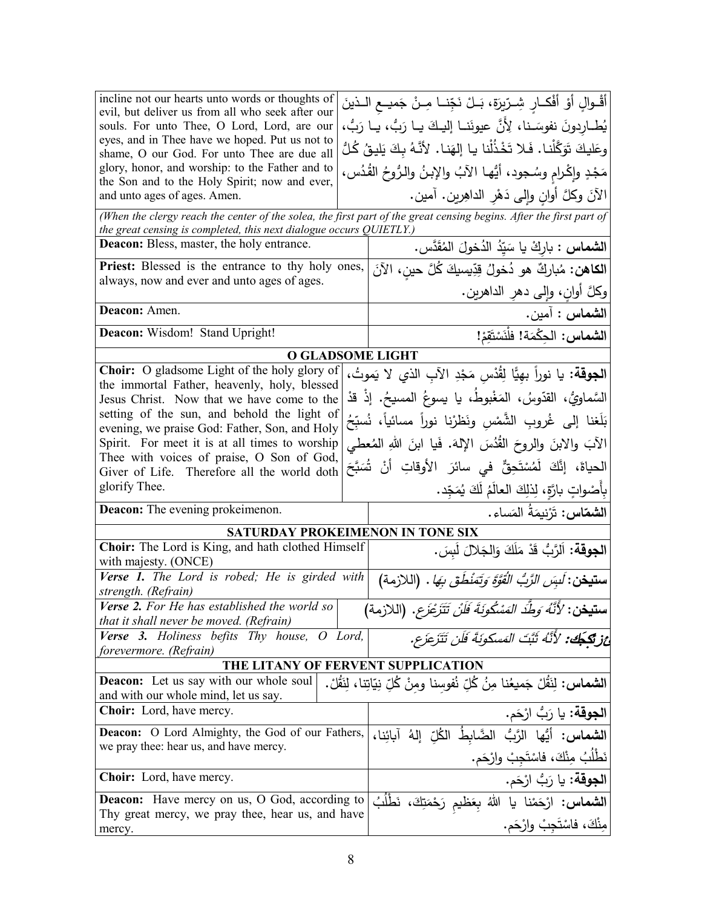| English | Arabic |
|---|---|
| incline not our hearts unto words or thoughts of evil, but deliver us from all who seek after our souls. For unto Thee, O Lord, Lord, are our eyes, and in Thee have we hoped. Put us not to shame, O our God. For unto Thee are due all glory, honor, and worship: to the Father and to the Son and to the Holy Spirit; now and ever, and unto ages of ages. Amen. | أقْـوالٍ أوْ أفْكـارٍ شِـرِّيرَة، بَـلْ نَجِّنـا مِـنْ جَميـعِ الـذينَ يُطـارِدونَ نفوسَـنا، لِأَنَّ عيونَنـا إليـكَ يـا رَبُّ، يـا رَبُّ، وعَليكَ تَوَكَّلْنا. فَلا تَخْذُلْنا يا إلهَنا. لأنَّهُ بِكَ يَليقُ كُلُّ مَجْدٍ وإكْرامٍ وسُجود، أيُّها الآبُ والإبنُ والـرُّوحُ القُدُس، الآنَ وكلَّ أوانٍ وإلى دَهْرِ الداهِرين. آمين. |

*(When the clergy reach the center of the solea, the first part of the great censing begins. After the first part of the great censing is completed, this next dialogue occurs QUIETLY.)*

| English | Arabic |
|---|---|
| **Deacon:** Bless, master, the holy entrance. | **الشماس :** بارِكْ يا سَيِّدُ الدُخولَ المُقَدَّس. |
| **Priest:** Blessed is the entrance to thy holy ones, always, now and ever and unto ages of ages. | **الكاهن:** مُباركٌ هو دُخولُ قِدِّيسيكَ كُلَّ حينٍ، الآنَ وكلَّ أوانٍ، وإلى دهرِ الداهرين. |
| **Deacon:** Amen. | **الشماس :** آمين. |
| **Deacon:** Wisdom! Stand Upright! | **الشماس:** الحِكْمَة! فلْنَسْتَقِمْ! |

## O GLADSOME LIGHT

| English | Arabic |
|---|---|
| **Choir:** O gladsome Light of the holy glory of the immortal Father, heavenly, holy, blessed Jesus Christ. Now that we have come to the setting of the sun, and behold the light of evening, we praise God: Father, Son, and Holy Spirit. For meet it is at all times to worship Thee with voices of praise, O Son of God, Giver of Life. Therefore all the world doth glorify Thee. | **الجوقة:** يا نوراً بهيًّا لِقُدْسِ مَجْدِ الآبِ الذي لا يَموتُ، السَّماويُّ، القدّوسُ، المَغْبوطُ، يا يسوعُ المسيحُ. إذْ قدْ بَلَغنا إلى غُروبِ الشَّمْسِ ونَظَرْنا نوراً مسائياً، نُسبِّحُ الآبَ والابنَ والروحَ القُدُسَ الإلهَ. فَيا ابنَ اللهِ المُعطي الحياةَ، إنَّكَ لَمُسْتَحِقٌّ في سائرِ الأوقاتِ أنْ تُسَبَّحَ بِأَصْواتٍ بارَّةٍ، لِذلِكَ العالَمُ لَكَ يُمَجِّد. |
| **Deacon:** The evening prokeimenon. | **الشمّاس:** تَرْنيمَةُ المَساء. |

## SATURDAY PROKEIMENON IN TONE SIX

| English | Arabic |
|---|---|
| **Choir:** The Lord is King, and hath clothed Himself with majesty. (ONCE) | **الجوقة:** اَلرَّبُّ قَدْ مَلَكَ وَالجَلالَ لَبِسَ. |
| ***Verse 1.*** *The Lord is robed; He is girded with strength. (Refrain)* | **ستيخن:** *لَبِسَ الرَّبُّ القُوَّةَ وَتَمَنْطَقَ بِهَا .* (اللازمة) |
| ***Verse 2.*** *For He has established the world so that it shall never be moved. (Refrain)* | **ستيخن:** *لأَنَّهُ وَطَّدَ المَسْكُونَةَ فَلَنْ تَتَزَعْزَع.* (اللازمة) |
| ***Verse 3.*** *Holiness befits Thy house, O Lord, forevermore. (Refrain)* | ***عزكجك:*** *لأَنَّهُ ثَبَّتَ المَسكونَةَ فَلَن تَتَزَعزَع.* |

## THE LITANY OF FERVENT SUPPLICATION

| English | Arabic |
|---|---|
| **Deacon:** Let us say with our whole soul and with our whole mind, let us say. | **الشماس:** لِنَقُلْ جَميعُنا مِنُ كُلِّ نُفوسِنا ومِنْ كُلِّ نِيّاتِنا، لِنَقُلْ. |
| **Choir:** Lord, have mercy. | **الجوقة:** يا رَبُّ ارْحَم. |
| **Deacon:** O Lord Almighty, the God of our Fathers, we pray thee: hear us, and have mercy. | **الشماس:** أيُّها الرَّبُّ الضَّابِطُ الكُلِّ إلهُ آبائِنا، نَطْلُبُ مِنْكَ، فاسْتَجِبْ وارْحَم. |
| **Choir:** Lord, have mercy. | **الجوقة:** يا رَبُّ ارْحَم. |
| **Deacon:** Have mercy on us, O God, according to Thy great mercy, we pray thee, hear us, and have mercy. | **الشماس:** ارْحَمْنا يا اللهُ بِعَظيمِ رَحْمَتِكَ، نَطْلُبُ مِنْكَ، فاسْتَجِبْ وارْحَم. |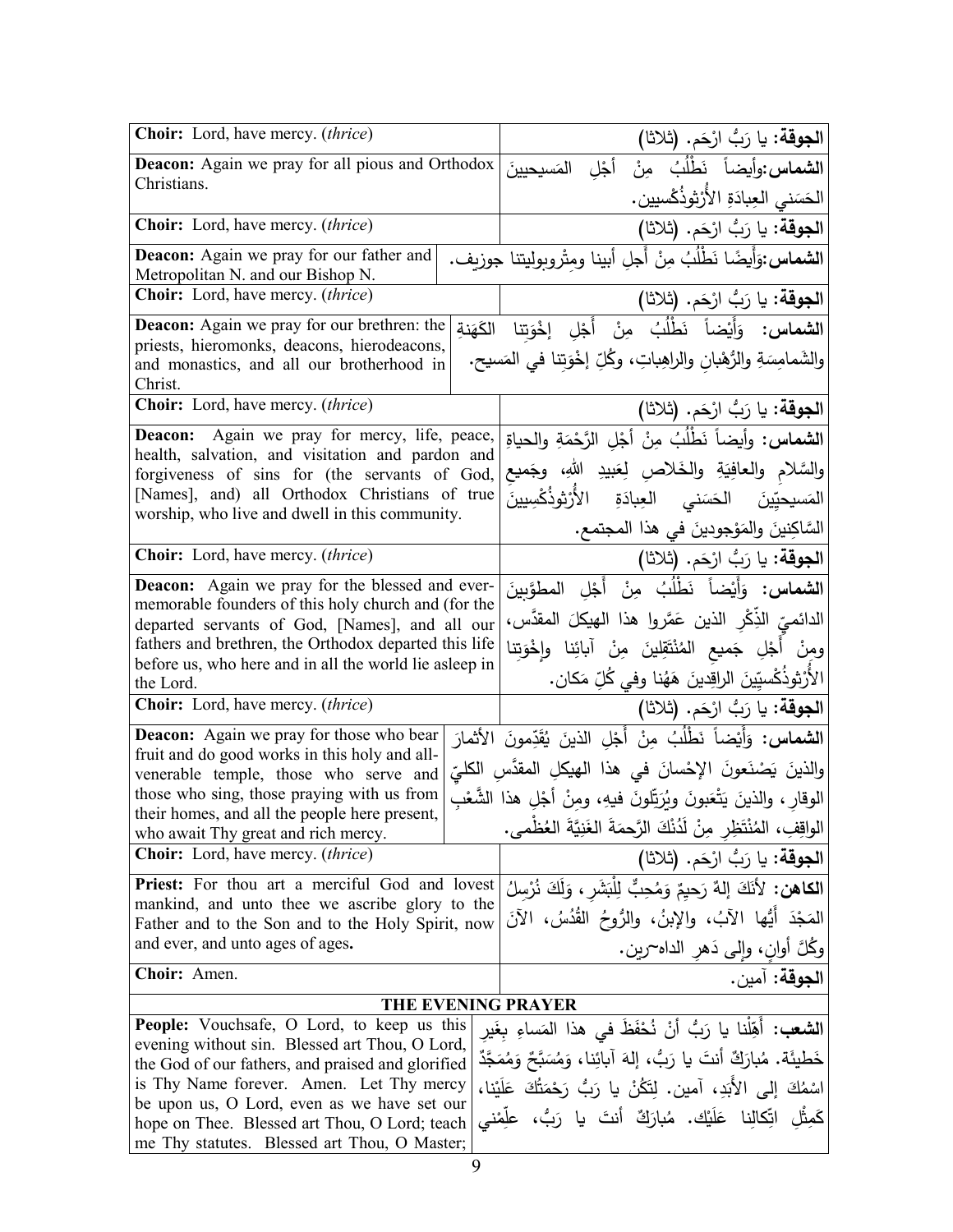| | |
|---|---|
| **Choir:** Lord, have mercy. (*thrice*) | **الجوقة:** يا رَبُّ ارْحَم. (ثلاثا) |
| **Deacon:** Again we pray for all pious and Orthodox Christians. | **الشماس:**وأيضاً نَطْلُبُ مِنْ أجْلِ المَسيحيينَ الحَسَني العِبادَةِ الأُرْثوذُكْسيين. |
| **Choir:** Lord, have mercy. (*thrice*) | **الجوقة:** يا رَبُّ ارْحَم. (ثلاثا) |
| **Deacon:** Again we pray for our father and Metropolitan N. and our Bishop N. | **الشماس:**وَأَيضًا نَطْلُبُ مِنْ أَجلِ أَبينا ومِتْروبوليتنا جوزيف. |
| **Choir:** Lord, have mercy. (*thrice*) | **الجوقة:** يا رَبُّ ارْحَم. (ثلاثا) |
| **Deacon:** Again we pray for our brethren: the priests, hieromonks, deacons, hierodeacons, and monastics, and all our brotherhood in Christ. | **الشماس:** وَأَيْضاً نَطْلُبُ مِنْ أَجْلِ إخْوَتِنا الكَهَنَةِ والشَمامِسَةِ والرُّهْبانِ والراهِباتِ، وكُلِّ إخْوَتِنا في المَسيح. |
| **Choir:** Lord, have mercy. (*thrice*) | **الجوقة:** يا رَبُّ ارْحَم. (ثلاثا) |
| **Deacon:** Again we pray for mercy, life, peace, health, salvation, and visitation and pardon and forgiveness of sins for (the servants of God, [Names], and) all Orthodox Christians of true worship, who live and dwell in this community. | **الشماس:** وأيضاً نَطْلُبُ مِنْ أَجْلِ الرَّحْمَةِ والحياةِ والسَّلامِ والعافِيَةِ والخَلاصِ لِعَبيدِ اللهِ، وجَميعِ المَسيحيّينَ الحَسَني العِبادَةِ الأُرْثوذُكْسِيينَ السَّاكِنينَ والمَوْجودينَ في هذا المجتمع. |
| **Choir:** Lord, have mercy. (*thrice*) | **الجوقة:** يا رَبُّ ارْحَم. (ثلاثا) |
| **Deacon:** Again we pray for the blessed and ever-memorable founders of this holy church and (for the departed servants of God, [Names], and all our fathers and brethren, the Orthodox departed this life before us, who here and in all the world lie asleep in the Lord. | **الشماس:** وَأَيْضاً نَطْلُبُ مِنْ أَجْلِ المطوَّبينَ الدائميّ الذِّكْرِ الذين عَمَّروا هذا الهيكلَ المقدَّس، ومِنْ أَجْلِ جَميعِ المُنْتَقِلينَ مِنْ آبائِنا وإخْوَتِنا الأُرْثوذُكْسِيّينَ الراقِدينَ هَهُنا وفي كُلِّ مَكان. |
| **Choir:** Lord, have mercy. (*thrice*) | **الجوقة:** يا رَبُّ ارْحَم. (ثلاثا) |
| **Deacon:** Again we pray for those who bear fruit and do good works in this holy and all-venerable temple, those who serve and those who sing, those praying with us from their homes, and all the people here present, who await Thy great and rich mercy. | **الشماس:** وَأَيْضاً نَطْلُبُ مِنْ أَجْلِ الذينَ يُقَدِّمونَ الأَثمارَ والذينَ يَصْنَعونَ الإحْسانَ في هذا الهيكلِ المقدَّسِ الكليِّ الوقارِ، والذينَ يَتْعَبونَ ويُرَتِّلونَ فيهِ، ومِنْ أَجْلِ هذا الشَّعْبِ الواقِفِ، المُنْتَظِرِ مِنْ لَدُنْكَ الرَّحمَةَ الغَنِيَّةَ العُظْمى. |
| **Choir:** Lord, have mercy. (*thrice*) | **الجوقة:** يا رَبُّ ارْحَم. (ثلاثا) |
| **Priest:** For thou art a merciful God and lovest mankind, and unto thee we ascribe glory to the Father and to the Son and to the Holy Spirit, now and ever, and unto ages of ages. | **الكاهن:** لأنَكَ إلهٌ رَحيمٌ وَمُحِبٌّ لِلْبَشَرِ، وَلَكَ نُرْسِلُ المَجْدَ أَيُّها الآبُ، والإبنُ، والرُّوحُ القُدُسُ، الآنَ وكُلَّ أوانٍ، وإلى دَهرِ الداهرين. |
| **Choir:** Amen. | **الجوقة:** آمين. |

**THE EVENING PRAYER**

| | |
|---|---|
| **People:** Vouchsafe, O Lord, to keep us this evening without sin. Blessed art Thou, O Lord, the God of our fathers, and praised and glorified is Thy Name forever. Amen. Let Thy mercy be upon us, O Lord, even as we have set our hope on Thee. Blessed art Thou, O Lord; teach me Thy statutes. Blessed art Thou, O Master; | **الشعب:** أَهِّلْنا يا رَبُّ أَنْ نُحْفَظَ في هذا المَساءِ بِغَيرِ خَطيئَة. مُبارَكٌ أَنتَ يا رَبُّ، إلهَ آبائِنا، وَمُسَبَّحٌ وَمُمَجَّدٌ اسْمُكَ إلى الأَبَدِ، آمين. لِتَكُنْ يا رَبُّ رَحْمَتُكَ عَلَيْنا، كَمِثْلِ اتِّكالِنا عَلَيْك. مُبارَكٌ أنتَ يا رَبُّ، عَلِّمْني |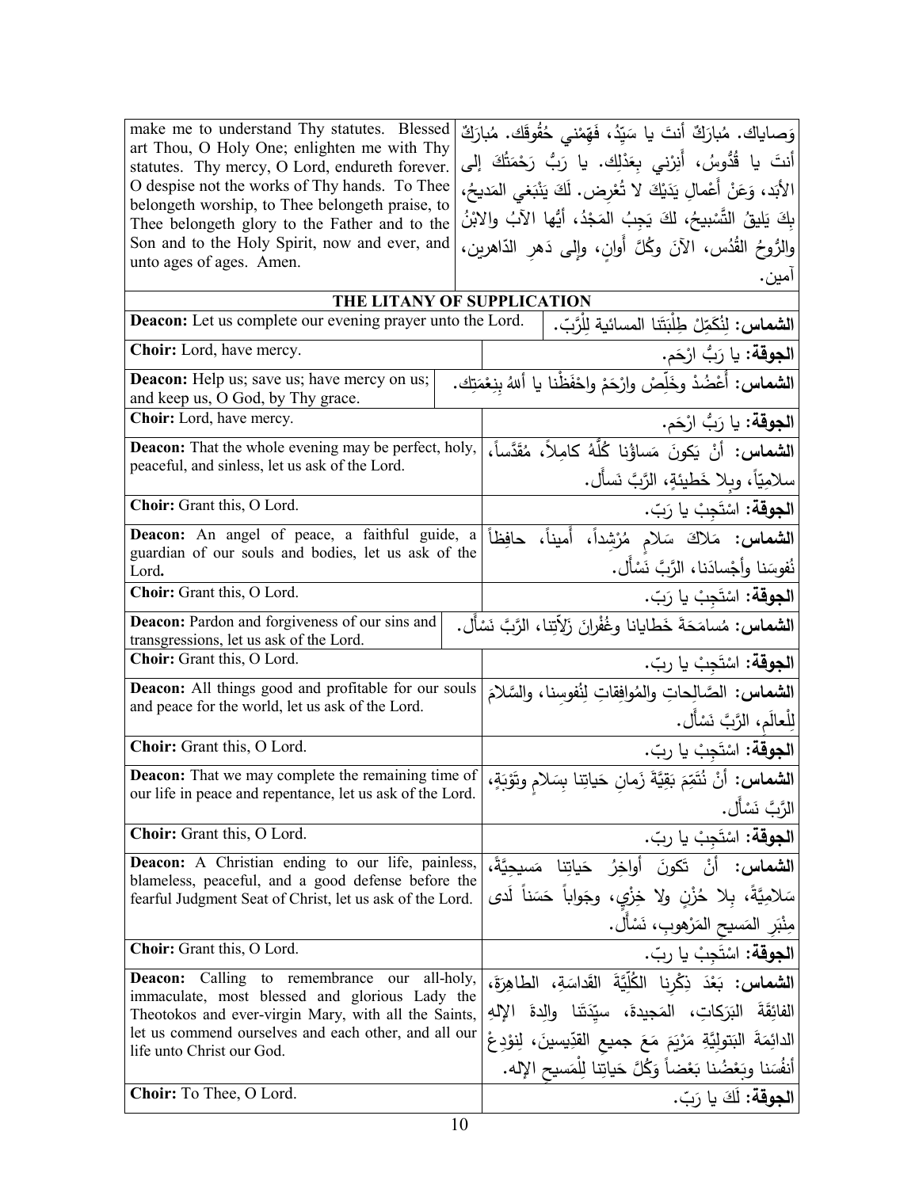| | |
|---|---|
| make me to understand Thy statutes. Blessed art Thou, O Holy One; enlighten me with Thy statutes. Thy mercy, O Lord, endureth forever. O despise not the works of Thy hands. To Thee belongeth worship, to Thee belongeth praise, to Thee belongeth glory to the Father and to the Son and to the Holy Spirit, now and ever, and unto ages of ages. Amen. | وَصاياك. مُبارَكٌ أنتَ يا سَيِّدُ، فَهِّمْني حُقُوقَك. مُبارَكٌ أنتَ يا قُدُّوسُ، أَنِرْني بِعَدْلِك. يا رَبُّ رَحْمَتُكَ إلى الأبَد، وَعَنْ أَعْمالِ يَدَيْكَ لا تُعْرِض. لَكَ يَنْبَغي المَديحُ، بِكَ يَليقُ التَّسْبيحُ، لكَ يَجِبُ المَجْدُ، أيُّها الآبُ والابْنُ والرُّوحُ القُدُس، الآنَ وكُلَّ أوانٍ، وإلى دَهرِ الدّاهرين، آمين. |

## THE LITANY OF SUPPLICATION

| | |
|---|---|
| **Deacon:** Let us complete our evening prayer unto the Lord. | **الشماس:** لِنُكَمِّلْ طِلْبَتَنا المسائية لِلْرَّبّ. |
| **Choir:** Lord, have mercy. | **الجوقة:** يا رَبُّ ارْحَم. |
| **Deacon:** Help us; save us; have mercy on us; and keep us, O God, by Thy grace. | **الشماس:** أَعْضُدْ وخَلِّصْ وارْحَمْ واحْفَظْنا يا أللهُ بِنِعْمَتِك. |
| **Choir:** Lord, have mercy. | **الجوقة:** يا رَبُّ ارْحَم. |
| **Deacon:** That the whole evening may be perfect, holy, peaceful, and sinless, let us ask of the Lord. | **الشماس:** أنْ يَكونَ مَساؤُنا كُلُّهُ كامِلاً، مُقَدَّساً، سلامِيّاً، وبِلا خَطيئةٍ، الرَّبَّ نَسأَل. |
| **Choir:** Grant this, O Lord. | **الجوقة:** اسْتَجِبْ يا رَبّ. |
| **Deacon:** An angel of peace, a faithful guide, a guardian of our souls and bodies, let us ask of the Lord. | **الشماس:** مَلاكَ سَلامٍ مُرْشِداً، أَميناً، حافِظاً نُفوسَنا وأَجْسادَنا، الرَّبَّ نَسْأَل. |
| **Choir:** Grant this, O Lord. | **الجوقة:** اسْتَجِبْ يا رَبّ. |
| **Deacon:** Pardon and forgiveness of our sins and transgressions, let us ask of the Lord. | **الشماس:** مُسامَحَةَ خَطايانا وغُفْرانَ زَلاّتِنا، الرَّبَّ نَسْأَل. |
| **Choir:** Grant this, O Lord. | **الجوقة:** اسْتَجِبْ يا ربّ. |
| **Deacon:** All things good and profitable for our souls and peace for the world, let us ask of the Lord. | **الشماس:** الصَّالِحاتِ والمُوافِقاتِ لِنُفوسِنا، والسَّلامَ لِلْعالَمِ، الرَّبَّ نَسْأَل. |
| **Choir:** Grant this, O Lord. | **الجوقة:** اسْتَجِبْ يا ربّ. |
| **Deacon:** That we may complete the remaining time of our life in peace and repentance, let us ask of the Lord. | **الشماس:** أنْ نُتَمِّمَ بَقِيَّةَ زَمانِ حَياتِنا بِسَلامٍ وتَوْبَةٍ، الرَّبَّ نَسْأَل. |
| **Choir:** Grant this, O Lord. | **الجوقة:** اسْتَجِبْ يا ربّ. |
| **Deacon:** A Christian ending to our life, painless, blameless, peaceful, and a good defense before the fearful Judgment Seat of Christ, let us ask of the Lord. | **الشماس:** أنْ تَكونَ أَواخِرُ حَياتِنا مَسيحِيَّةً، سَلامِيَّةً، بِلا حُزْنٍ ولا خِزْيٍ، وجَواباً حَسَناً لَدى مِنْبَرِ المَسيحِ المَرْهوبِ، نَسْأَل. |
| **Choir:** Grant this, O Lord. | **الجوقة:** اسْتَجِبْ يا ربّ. |
| **Deacon:** Calling to remembrance our all-holy, immaculate, most blessed and glorious Lady the Theotokos and ever-virgin Mary, with all the Saints, let us commend ourselves and each other, and all our life unto Christ our God. | **الشماس:** بَعْدَ ذِكْرِنا الكُلِّيَّةَ القَداسَةِ، الطاهِرَةَ، الفائِقَةَ البَرَكاتِ، المَجيدةَ، سيِّدَتَنا والدةَ الإلهِ الدائِمَةَ البَتولِيَّةِ مَرْيَمَ مَعَ جميعِ القدّيسينَ، لِنوْدِعْ أنفُسَنا وبَعْضُنا بَعْضاً وَكُلَّ حَياتِنا لِلْمَسيحِ الإله. |
| **Choir:** To Thee, O Lord. | **الجوقة:** لَكَ يا رَبّ. |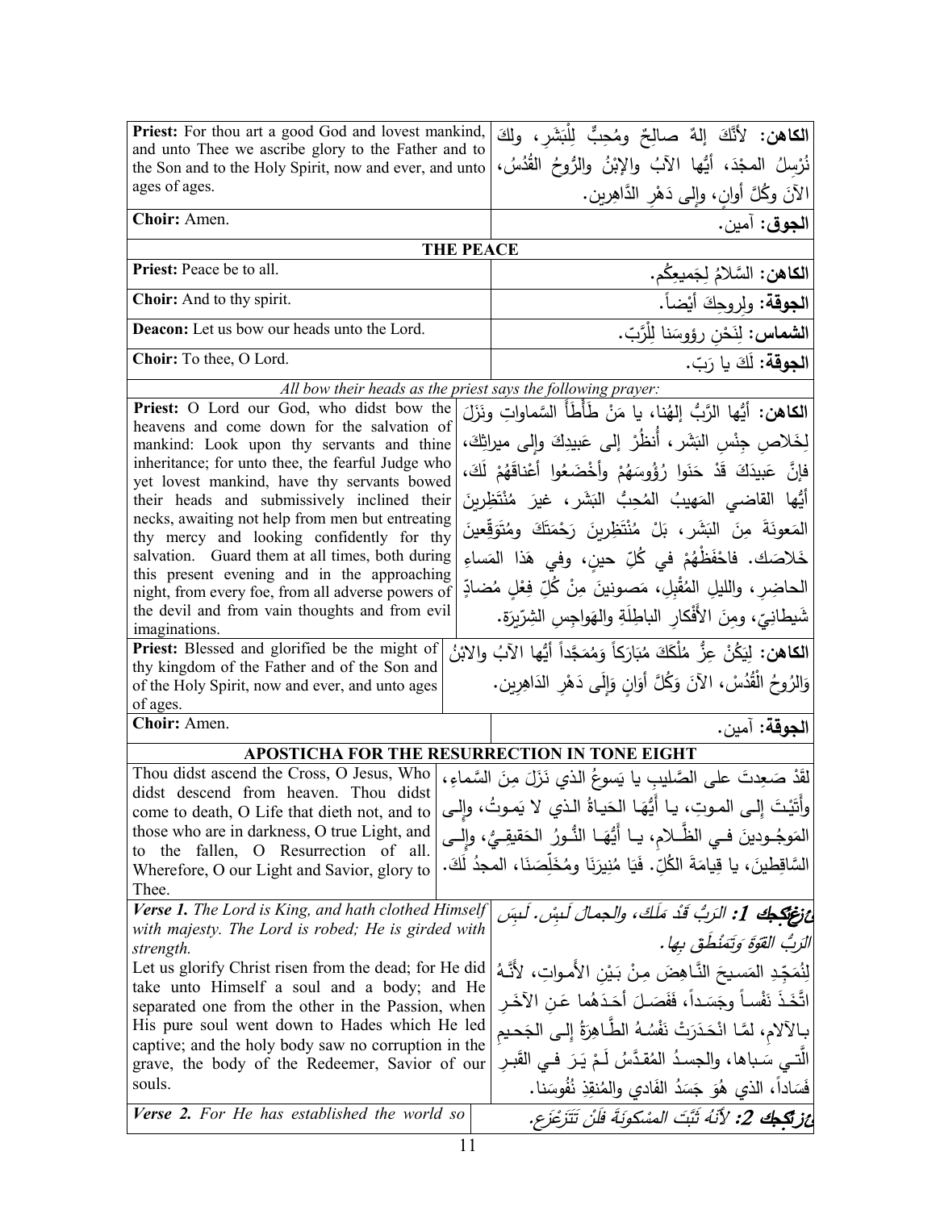| English | Arabic |
|---|---|
| **Priest:** For thou art a good God and lovest mankind, and unto Thee we ascribe glory to the Father and to the Son and to the Holy Spirit, now and ever, and unto ages of ages. | **الكاهن:** لأنَّكَ إلهٌ صالِحٌ ومُحِبٌّ لِلْبَشَرِ، ولكَ نُرْسِلُ المجْدَ، أيُّها الآبُ والإبْنُ والرُّوحُ القُدُسُ، الآنَ وكُلَّ أوانٍ، وإلى دَهْرِ الدَّاهِرين. |
| **Choir:** Amen. | **الجوق:** آمين. |
| **THE PEACE** | |
| **Priest:** Peace be to all. | **الكاهن:** السَّلامُ لِجَميعِكُم. |
| **Choir:** And to thy spirit. | **الجوقة:** ولِروحِكَ أيْضاً. |
| **Deacon:** Let us bow our heads unto the Lord. | **الشماس:** لِنَحْنِ رؤوسَنا لِلْرَّبّ. |
| **Choir:** To thee, O Lord. | **الجوقة:** لَكَ يا رَبّ. |
| *All bow their heads as the priest says the following prayer:* | |
| **Priest:** O Lord our God, who didst bow the heavens and come down for the salvation of mankind: Look upon thy servants and thine inheritance; for unto thee, the fearful Judge who yet lovest mankind, have thy servants bowed their heads and submissively inclined their necks, awaiting not help from men but entreating thy mercy and looking confidently for thy salvation. Guard them at all times, both during this present evening and in the approaching night, from every foe, from all adverse powers of the devil and from vain thoughts and from evil imaginations. | **الكاهن:** أيُّها الرَّبُّ إلهُنا، يا مَنْ طَأْطَأَ السَّماواتِ ونَزَلَ لِخَلاصِ جِنْسِ البَشَرِ، أُنظُرْ إلى عَبيدِكَ وإلى ميراثِكَ، فإنَّ عَبيدَكَ قَدْ حَنَوا رُؤُوسَهُمْ وأخْضَعُوا أعْناقَهُمْ لَكَ، أيُّها القاضي المَهيبُ المُحِبُّ البَشَرِ، غيرَ مُنْتَظِرينَ المَعونَةَ مِنَ البَشَرِ، بَلْ مُنْتَظِرينَ رَحْمَتَكَ ومُتَوَقِّعينَ خَلاصَك. فاحْفَظْهُمْ في كُلِّ حينٍ، وفي هَذا المَساءِ الحاضِرِ، والليلِ المُقْبِلِ، مَصونينَ مِنْ كُلِّ فِعْلٍ مُضادٍّ شَيطانِيّ، ومِنَ الأفْكارِ الباطِلَةِ والهَواجِسِ الشِرّيرَة. |
| **Priest:** Blessed and glorified be the might of thy kingdom of the Father and of the Son and of the Holy Spirit, now and ever, and unto ages of ages. | **الكاهن:** لِيَكُنْ عِزُّ مُلْكِكَ مُبَارَكاً وَمُمَجَّداً أيُّها الآبُ والابْنُ وَالرُوحُ الْقُدُسْ، الآنَ وَكُلَّ أَوَانٍ وَإِلَى دَهْرِ الدَاهِرِين. |
| **Choir:** Amen. | **الجوقة:** آمين. |
| **APOSTICHA FOR THE RESURRECTION IN TONE EIGHT** | |
| Thou didst ascend the Cross, O Jesus, Who didst descend from heaven. Thou didst come to death, O Life that dieth not, and to those who are in darkness, O true Light, and to the fallen, O Resurrection of all. Wherefore, O our Light and Savior, glory to Thee. | لَقَدْ صَعِدتَ على الصَّليبِ يا يَسوعُ الذي نَزَلَ مِنَ السَّماءِ، وأَتَيْتَ إلـى المـوتِ، يـا أَيُّهَا الحَياةُ الـذي لا يَمـوتُ، وإلـى المَوجُـودينَ فـي الظَّـلامِ، يـا أَيُّهَـا النُّـورُ الحَقيقِـيُّ، وإلـى السَّاقِطينَ، يا قِيامَةَ الكُلِّ. فَيَا مُنيرَنَا ومُخَلِّصَنَا، المجدُ لَكَ. |
| ***Verse 1.*** *The Lord is King, and hath clothed Himself with majesty. The Lord is robed; He is girded with strength.* Let us glorify Christ risen from the dead; for He did take unto Himself a soul and a body; and He separated the one from the other in the Passion, when His pure soul went down to Hades which He led captive; and the holy body saw no corruption in the grave, the body of the Redeemer, Savior of our souls. | ***ع: 1:*** *الرَبُّ قَدْ مَلَكَ، والجمالَ لَبِسَ. لَبِسَ الرَبُّ القوَّةَ وَتَمَنْطَقَ بِها.* لِنُمَجِّدِ المَسيحَ النَّـاهِضَ مِنْ بَيْنِ الأَمـواتِ، لأنَّـهُ اتَّخَذَ نَفْساً وجَسَداً، فَفَصَـلَ أَحَـدَهُما عَنِ الآخَـرِ بـالآلامِ، لمَّا انْحَدَرَتْ نَفْسُـهُ الطَّـاهِرَةُ إلـى الجَحـيمِ الَّتـي سَـباها، والجسدُ المُقدَّسُ لَـمْ يَـرَ فـي القَبـرِ فَسَاداً، الذي هُوَ جَسَدُ الفَادي والمُنقِذِ نُفُوسَنا. |
| ***Verse 2.*** *For He has established the world so* | ***ع: 2:*** *لأنَهُ ثَبَّتَ المَسْكونَةَ فَلَنْ تَتَزَعْزَع.* |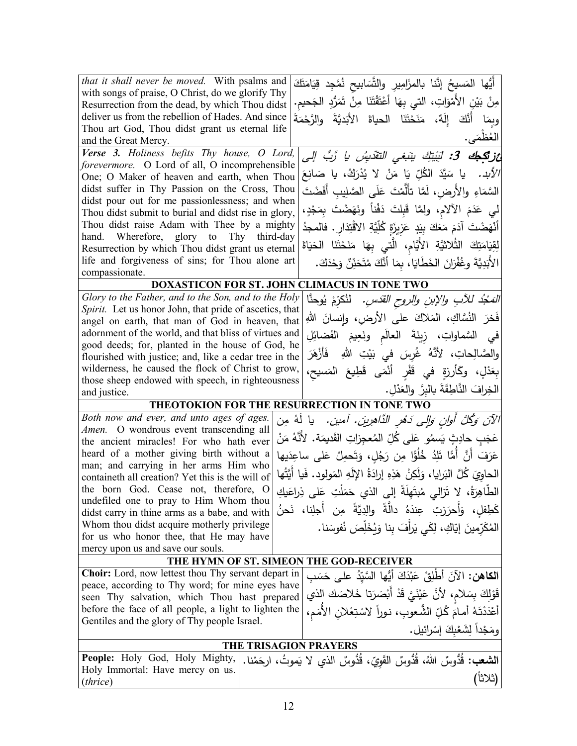| | |
|---|---|
| *that it shall never be moved.* With psalms and with songs of praise, O Christ, do we glorify Thy Resurrection from the dead, by which Thou didst deliver us from the rebellion of Hades. And since Thou art God, Thou didst grant us eternal life and the Great Mercy. | أَيُّها المَسيحُ إنَّنا بالمَزامِيرِ والتَّسابيحِ نُمَجِّد قِيامَتَكَ مِنْ بَيْنِ الأَمْواتِ، التي بِهَا أَعْتَقْتَنَا مِنْ تَمَرُّدِ الجَحيم. وبِمَا أَنَّكَ إِلَهٌ، مَنَحْتَنَا الحياةَ الأَبَدِيَّةَ والرَّحْمَةَ العُظْمَى. |
| ***Verse 3.*** *Holiness befits Thy house, O Lord, forevermore.* O Lord of all, O incomprehensible One; O Maker of heaven and earth, when Thou didst suffer in Thy Passion on the Cross, Thou didst pour out for me passionlessness; and when Thou didst submit to burial and didst rise in glory, Thou didst raise Adam with Thee by a mighty hand. Wherefore, glory to Thy third-day Resurrection by which Thou didst grant us eternal life and forgiveness of sins; for Thou alone art compassionate. | ***عزكجك 3:*** *لِبَيْتِكَ يَنبَغي التقديسُ يا رَبُّ إلى الأبد.* يا سَيِّدَ الكُلِّ يَا مَنْ لا يُدْرَكُ، يا صَانِعَ السَّمَاءِ والأَرضِ، لَمَّا تأَلَّمْتَ عَلَى الصَّليبِ أَفَضْتَ لي عَدَمَ الآلامِ، ولمَّا قَبِلتَ دَفْناً ونَهَضْتَ بِمَجْدٍ، أَنْهَضْتَ آدَمَ مَعَكَ بِيَدٍ عَزِيزَةٍ كُلِّيَّةِ الاقْتِدارِ. فالمجدُ لِقِيامَتِكَ الثُّلاثيَّةِ الأَيَّامِ، الَّتي بِهَا مَنَحْتَنَا الحَيَاةَ الأَبَدِيَّةَ وغُفْرَانَ الخَطَايَا، بِمَا أَنَّكَ مُتَحَنِّنٌ وَحْدَكَ. |

**DOXASTICON FOR ST. JOHN CLIMACUS IN TONE TWO**

| | |
|---|---|
| *Glory to the Father, and to the Son, and to the Holy Spirit.* Let us honor John, that pride of ascetics, that angel on earth, that man of God in heaven, that adornment of the world, and that bliss of virtues and good deeds; for, planted in the house of God, he flourished with justice; and, like a cedar tree in the wilderness, he caused the flock of Christ to grow, those sheep endowed with speech, in righteousness and justice. | *المَجْدُ للآبِ والإبنِ والروحِ القدسِ.* لنُكرِّمْ يُوحنَّا فَخرَ النُّسَّاكِ، المَلاكَ على الأرضِ، وإنسانَ اللهِ في السَّماواتِ، زِينَةَ العالَمِ ونَعِيمَ الفَضائِلِ والصَّالِحاتِ، لأنَّهُ غُرِسَ في بَيْتِ اللهِ فَأَزْهَرَ بِعَدْلٍ، وكَأَرزةٍ في قَفْرٍ أنْمَى قَطِيعَ المَسيحِ، الخِرافَ النَّاطِقَةَ بالبِرِّ والعَدْلِ. |

**THEOTOKION FOR THE RESURRECTION IN TONE TWO**

| | |
|---|---|
| *Both now and ever, and unto ages of ages. Amen.* O wondrous event transcending all the ancient miracles! For who hath ever heard of a mother giving birth without a man; and carrying in her arms Him who containeth all creation? Yet this is the will of the born God. Cease not, therefore, O undefiled one to pray to Him Whom thou didst carry in thine arms as a babe, and with Whom thou didst acquire motherly privilege for us who honor thee, that He may have mercy upon us and save our souls. | *الآنَ وكُلَّ أوانٍ وإلى دَهْرِ الدَّاهِرينَ. آمين.* يا لَهُ مِن عَجَبِ حادِثٍ يَسمُو عَلى كُلِّ المُعجِزاتِ القَديمة. لأَنَّهُ مَنْ عَرَفَ أَنَّ أُمَّا تَلِدُ خُلُوًّا مِن رَجُلٍ، وَتَحمِلُ عَلى ساعِدَيها الحاوِيَ كُلَّ البَرايا، وَلَكِنْ هَذِهِ إرادَةُ الإلَهِ المَولود. فَيا أَيَّتُها الطّاهِرَةُ، لا تَزالي مُبتَهِلَةً إلى الذي حَمَلْتِ عَلى ذِراعَيكِ كَطِفلٍ، وَأَحرَزتِ عِندَهُ دالَّةَ والِدِيَّةً مِن أَجلِنا، نَحنُ المُكَرِّمينَ إيّاكِ، لِكَي يَرأَفَ بِنا وَيُخَلِّصَ نُفوسَنا. |

**THE HYMN OF ST. SIMEON THE GOD-RECEIVER**

| | |
|---|---|
| **Choir:** Lord, now lettest thou Thy servant depart in peace, according to Thy word; for mine eyes have seen Thy salvation, which Thou hast prepared before the face of all people, a light to lighten the Gentiles and the glory of Thy people Israel. | **الكاهن:** الآنَ أَطْلِقْ عَبْدَكَ أَيُّها السَّيِّدُ على حَسَبِ قَوْلِكَ بِسَلامٍ، لأنَّ عَيْنَيَّ قَدْ أَبْصَرَتا خَلاصَكَ الذي أَعْدَدْتَهُ أَمامَ كُلِّ الشُّعوبِ، نوراً لاسْتِعْلانِ الأُمَمِ، ومَجْداً لِشَعْبِكَ إسْرائيل. |

**THE TRISAGION PRAYERS**

| | |
|---|---|
| **People:** Holy God, Holy Mighty, Holy Immortal: Have mercy on us. (*thrice*) | **الشعب:** قُدُّوسٌ اللهُ، قُدُّوسٌ القَوِيّ، قُدُّوسٌ الذي لا يَموتُ، ارحَمْنا. **(ثلاثاً)** |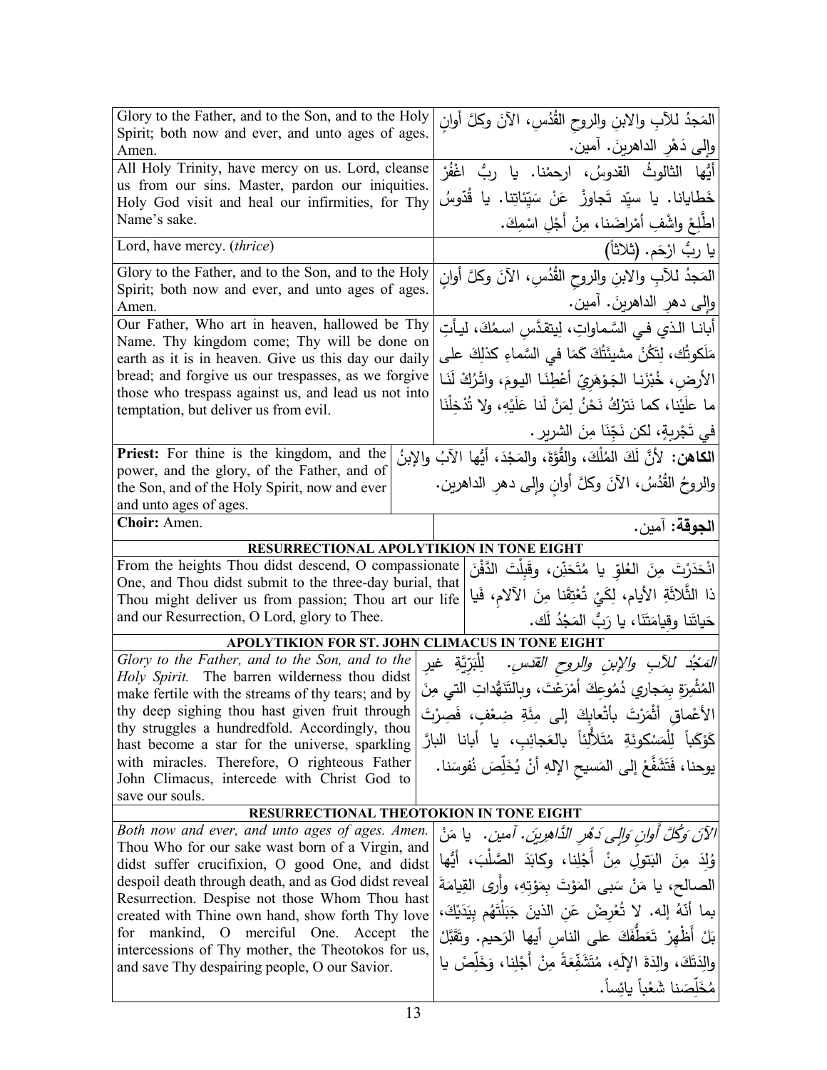| English | Arabic |
|---|---|
| Glory to the Father, and to the Son, and to the Holy Spirit; both now and ever, and unto ages of ages. Amen. | المَجدُ للآبِ والابنِ والروحِ القُدُسِ، الآنَ وكلَّ أوانٍ وإلى دَهْرِ الداهرينَ. آمين. |
| All Holy Trinity, have mercy on us. Lord, cleanse us from our sins. Master, pardon our iniquities. Holy God visit and heal our infirmities, for Thy Name's sake. | أيُّها الثالوثُ القدوسُ، ارحمْنا. يا ربُّ اغْفُرْ خَطايانا. يا سيّد تَجاوزْ عَنْ سَيِّئاتِنا. يا قُدّوسُ اطَّلِعْ واشْفِ أمْراضَنا، مِنْ أَجْلِ اسْمِكَ. |
| Lord, have mercy. (*thrice*) | يا ربُّ ارْحَم. (ثلاثاً) |
| Glory to the Father, and to the Son, and to the Holy Spirit; both now and ever, and unto ages of ages. Amen. | المَجدُ للآبِ والابنِ والروحِ القُدُسِ، الآنَ وكلَّ أوانٍ وإلى دهرِ الداهرينَ. آمين. |
| Our Father, Who art in heaven, hallowed be Thy Name. Thy kingdom come; Thy will be done on earth as it is in heaven. Give us this day our daily bread; and forgive us our trespasses, as we forgive those who trespass against us, and lead us not into temptation, but deliver us from evil. | أبانا الذي في السَّماواتِ، لِيتقدَّسِ اسمُكَ، ليأتِ مَلَكوتُك، لِتَكُنْ مشيئَتُكَ كَمَا في السَّماءِ كذلِكَ على الأرض، خُبْزَنا الجَوْهَرِيّ أَعْطِنَا اليومَ، واتْرُكْ لَنَا ما علَيْنا، كما نَترُكُ نَحْنُ لِمَنْ لَنا عَلَيْهِ، ولا تُدْخِلْنَا في تَجْربةٍ، لكن نَجِّنَا مِنَ الشريرِ. |
| **Priest:** For thine is the kingdom, and the power, and the glory, of the Father, and of the Son, and of the Holy Spirit, now and ever and unto ages of ages. | **الكاهن:** لأنَّ لَكَ المُلْكَ، والقُوَّةَ، والمَجْدَ، أيُّها الآبُ والإبنُ والروحُ القُدُسُ، الآنَ وكلَّ أوانٍ وإلى دهرِ الداهرين. |
| **Choir:** Amen. | **الجوقة:** آمين. |

**RESURRECTIONAL APOLYTIKION IN TONE EIGHT**

| English | Arabic |
|---|---|
| From the heights Thou didst descend, O compassionate One, and Thou didst submit to the three-day burial, that Thou might deliver us from passion; Thou art our life and our Resurrection, O Lord, glory to Thee. | انْحَدَرْتَ مِنَ العُلوِّ يا مُتَحَنِّن، وقَبِلْتَ الدَّفْنَ ذا الثَّلاثَةِ الأيام، لِكَيْ تُعْتِقَنا مِنَ الآلامِ، فَيا حَياتَنا وقِيامَتَنَا، يا رَبُّ المَجْدُ لَك. |

**APOLYTIKION FOR ST. JOHN CLIMACUS IN TONE EIGHT**

| English | Arabic |
|---|---|
| *Glory to the Father, and to the Son, and to the Holy Spirit.* The barren wilderness thou didst make fertile with the streams of thy tears; and by thy deep sighing thou hast given fruit through thy struggles a hundredfold. Accordingly, thou hast become a star for the universe, sparkling with miracles. Therefore, O righteous Father John Climacus, intercede with Christ God to save our souls. | *المَجْدُ للآبِ والإبنِ والروحِ القدس.* لِلْبَرِيَّةِ غيرِ المُثْمِرَةِ بِمَجاري دُمُوعِكَ أمْرَعْتَ، وبالتَنَهُّداتِ التي مِنَ الأعْماقِ أَثْمَرْتَ بأتْعابِكَ إلى مِئَةِ ضِعْفٍ، فَصِرْتَ كَوْكَباً لِلْمَسْكونَةِ مُتَلألِئاً بالعَجائِبِ، يا أبانا البارَّ يوحنا، فَتَشَفَّعْ إلى المَسيحِ الإلهِ أنْ يُخَلِّصَ نُفوسَنا. |

**RESURRECTIONAL THEOTOKION IN TONE EIGHT**

| English | Arabic |
|---|---|
| *Both now and ever, and unto ages of ages. Amen.* Thou Who for our sake wast born of a Virgin, and didst suffer crucifixion, O good One, and didst despoil death through death, and as God didst reveal Resurrection. Despise not those Whom Thou hast created with Thine own hand, show forth Thy love for mankind, O merciful One. Accept the intercessions of Thy mother, the Theotokos for us, and save Thy despairing people, O our Savior. | *الآنَ وَكُلَّ أوانٍ وَإِلى دَهْرِ الدَّاهِرينَ. آمين.* يا مَنْ وُلِدَ مِنَ البَتولِ مِنْ أَجْلِنا، وكابَدَ الصَّلْبَ، أيُّها الصالح، يا مَنْ سَبى المَوْتَ بِمَوْتِهِ، وأَرى القِيامَةَ بما أنّهُ إله. لا تُعْرِضْ عَنِ الذينَ جَبَلْتَهُم بِيَدَيْكَ، بَلْ أَظْهِرْ تَعَطُّفَكَ على الناسِ أيها الرَحيم. وتَقَبَّلْ والِدَتَكَ، والِدَةَ الإلَهِ، مُتَشَفِّعَةً مِنْ أَجْلِنا، وَخَلِّصْ يا مُخَلِّصَنا شَعْباً يائِساً. |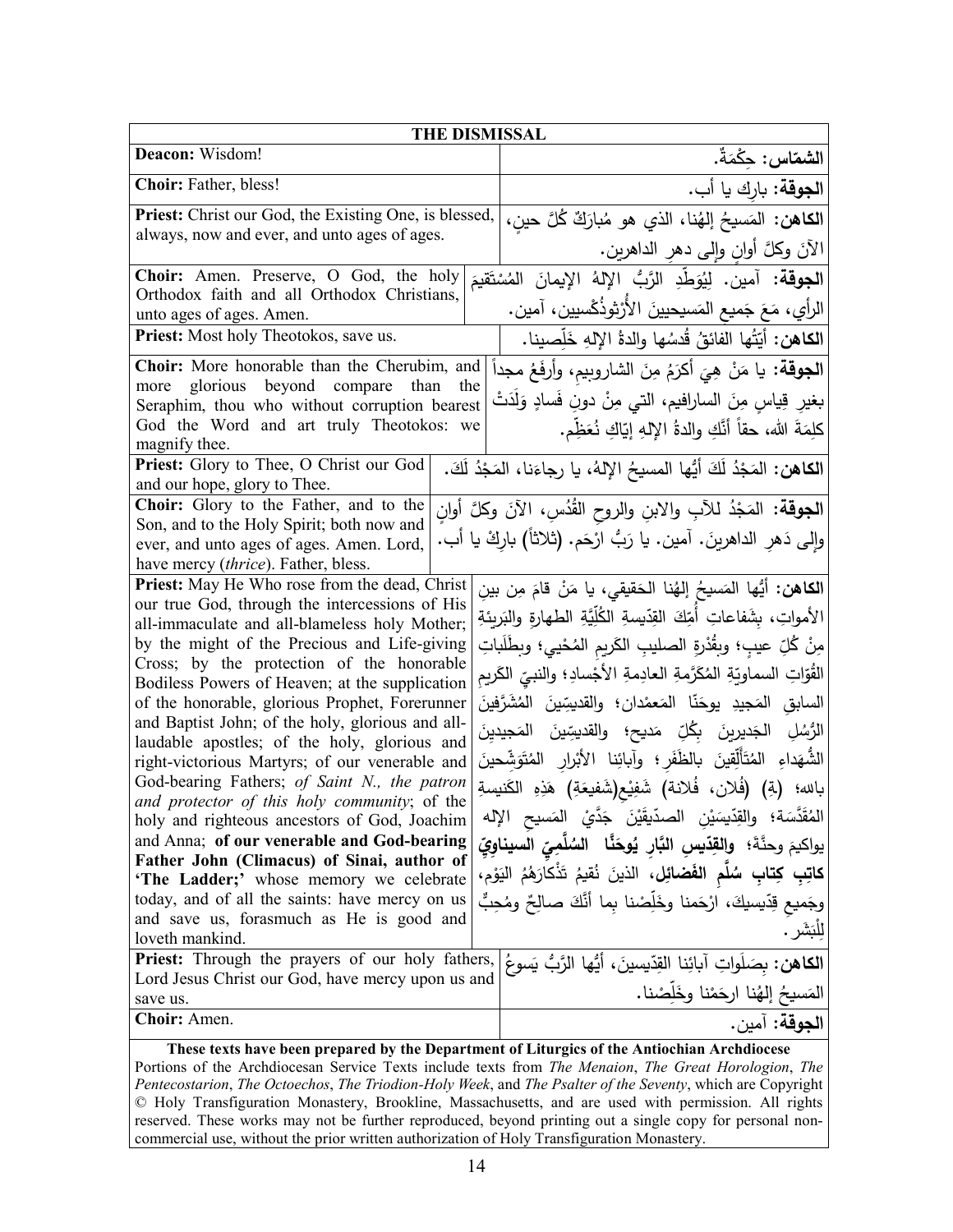| THE DISMISSAL | |
|---|---|
| **Deacon:** Wisdom! | **الشمّاس:** حِكْمَةٌ. |
| **Choir:** Father, bless! | **الجوقة:** بارِك يا أب. |
| **Priest:** Christ our God, the Existing One, is blessed, always, now and ever, and unto ages of ages. | **الكاهن:** المَسيحُ إلهُنا، الذي هو مُبارَكٌ كُلَّ حينٍ، الآنَ وكلَّ أوانٍ وإلى دهرِ الداهرين. |
| **Choir:** Amen. Preserve, O God, the holy Orthodox faith and all Orthodox Christians, unto ages of ages. Amen. | **الجوقة:** آمين. لِيُوَطِّدِ الرَّبُّ الإلهُ الإيمانَ المُستَقيمَ الرأيِ، مَعَ جَميعِ المَسيحيينَ الأُرْثوذُكْسيين، آمين. |
| **Priest:** Most holy Theotokos, save us. | **الكاهن:** أيّتُها الفائقُ قُدسُها والدةُ الإلهِ خَلِّصينا. |
| **Choir:** More honorable than the Cherubim, and more glorious beyond compare than the Seraphim, thou who without corruption bearest God the Word and art truly Theotokos: we magnify thee. | **الجوقة:** يا مَنْ هِيَ أكرَمُ مِنَ الشاروبيمِ، وأرفَعُ مجداً بغيرِ قِياسٍ مِنَ السارافيم، التي مِنْ دونِ فَسادٍ وَلَدَتْ كلِمَةَ الله، حقاً أنَّكِ والدةُ الإلهِ إيّاكِ نُعَظِّم. |
| **Priest:** Glory to Thee, O Christ our God and our hope, glory to Thee. | **الكاهن:** المَجْدُ لَكَ أيُّها المسيحُ الإلهُ، يا رجاءَنا، المَجْدُ لَكَ. |
| **Choir:** Glory to the Father, and to the Son, and to the Holy Spirit; both now and ever, and unto ages of ages. Amen. Lord, have mercy (*thrice*). Father, bless. | **الجوقة:** المَجْدُ للآبِ والابنِ والروحِ القُدُسِ، الآنَ وكلَّ أوانٍ وإلى دَهرِ الداهرينَ. آمين. يا رَبُّ ارْحَم. (ثلاثاً) بارِكْ يا أب. |
| **Priest:** May He Who rose from the dead, Christ our true God, through the intercessions of His all-immaculate and all-blameless holy Mother; by the might of the Precious and Life-giving Cross; by the protection of the honorable Bodiless Powers of Heaven; at the supplication of the honorable, glorious Prophet, Forerunner and Baptist John; of the holy, glorious and all-laudable apostles; of the holy, glorious and right-victorious Martyrs; of our venerable and God-bearing Fathers; *of Saint N., the patron and protector of this holy community*; of the holy and righteous ancestors of God, Joachim and Anna; **of our venerable and God-bearing Father John (Climacus) of Sinai, author of 'The Ladder;'** whose memory we celebrate today, and of all the saints: have mercy on us and save us, forasmuch as He is good and loveth mankind. | **الكاهن:** أيُّها المَسيحُ إلهُنا الحَقيقي، يا مَنْ قامَ مِن بينِ الأمواتِ، بِشَفاعاتِ أُمِّكَ القِدّيسةِ الكُلِّيَّةِ الطهارةِ والبَريئةِ مِنْ كُلِّ عيبٍ؛ وبِقُدْرةِ الصليبِ الكَريمِ المُحْيي؛ وبطَلَباتِ القُوّاتِ السماويّةِ المُكَرَّمةِ العادِمةِ الأجْسادِ؛ والنبيِّ الكَريمِ السابقِ المَجيدِ يوحَنّا المَعمْدان؛ والقديسِينَ المُشَرَّفينَ الرُّسُلِ الجَديرينَ بكُلِّ مَديحٍ؛ والقديسِينَ المَجيدينَ الشُّهَداءِ المُتَأَلِّقينَ بالظَفَرِ؛ وآبائِنا الأبْرارِ المُتَوَشِّحينَ باللهِ؛ (لِـ) (فُلان، فُلانة) شَفيْعِ(شَفيعَةِ) هَذِهِ الكَنيسةِ المُقَدَّسَة؛ والقِدّيسَيْنِ الصدّيقَيْنِ جَدَّيْ المَسيحِ الإله يواكيمَ وحنَّةَ؛ **والقِدّيسِ البّارِ يُوحَنَّا السُلَّمِيّ السيناويّ كاتِبِ كِتابِ سُلَّمِ الفَضائِلِ**، الذينَ نُقيمُ تَذْكارَهُمُ اليَوْم، وجَميعِ قِدّيسيكَ، ارْحَمنا وخَلِّصْنا بما أنَّكَ صالحٌ ومُحِبٌّ لِلْبَشَر. |
| **Priest:** Through the prayers of our holy fathers, Lord Jesus Christ our God, have mercy upon us and save us. | **الكاهن:** بِصَلَواتِ آبائِنا القِدّيسينَ، أيُّها الرَّبُّ يَسوعُ المَسيحُ إلهُنا ارحَمْنا وخَلِّصْنا. |
| **Choir:** Amen. | **الجوقة:** آمين. |

**These texts have been prepared by the Department of Liturgics of the Antiochian Archdiocese**

Portions of the Archdiocesan Service Texts include texts from *The Menaion*, *The Great Horologion*, *The Pentecostarion*, *The Octoechos*, *The Triodion-Holy Week*, and *The Psalter of the Seventy*, which are Copyright © Holy Transfiguration Monastery, Brookline, Massachusetts, and are used with permission. All rights reserved. These works may not be further reproduced, beyond printing out a single copy for personal non-commercial use, without the prior written authorization of Holy Transfiguration Monastery.